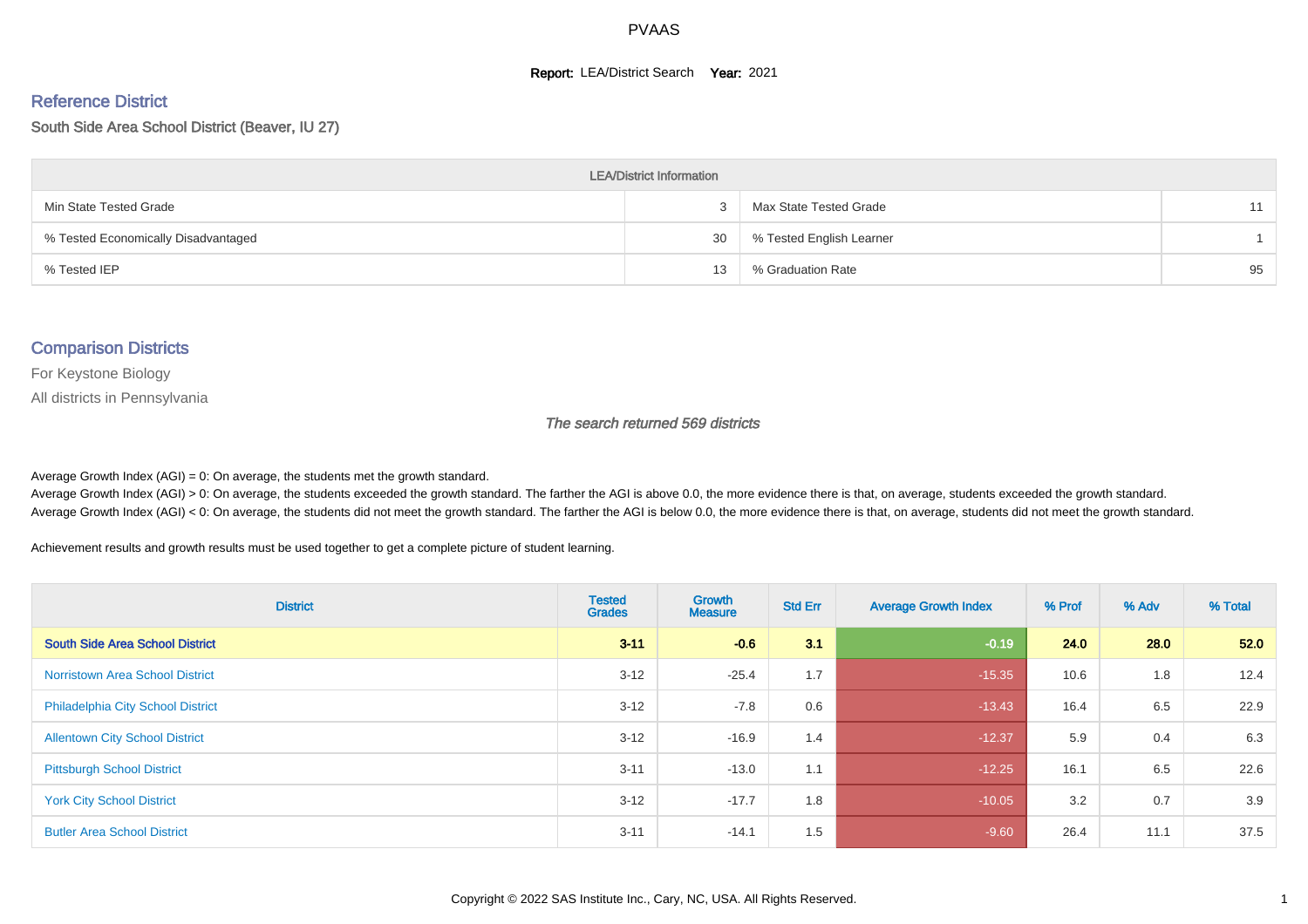PVAAS

**Report:** LEA/District Search **Year:** 2021

## Reference District

South Side Area School District (Beaver, IU 27)

| LEA/District Information | | | |
|---|---|---|---|
| Min State Tested Grade | 3 | Max State Tested Grade | 11 |
| % Tested Economically Disadvantaged | 30 | % Tested English Learner | 1 |
| % Tested IEP | 13 | % Graduation Rate | 95 |

## Comparison Districts

For Keystone Biology

All districts in Pennsylvania

*The search returned 569 districts*

Average Growth Index (AGI) = 0: On average, the students met the growth standard.
Average Growth Index (AGI) > 0: On average, the students exceeded the growth standard. The farther the AGI is above 0.0, the more evidence there is that, on average, students exceeded the growth standard.
Average Growth Index (AGI) < 0: On average, the students did not meet the growth standard. The farther the AGI is below 0.0, the more evidence there is that, on average, students did not meet the growth standard.

Achievement results and growth results must be used together to get a complete picture of student learning.

| District | Tested Grades | Growth Measure | Std Err | Average Growth Index | % Prof | % Adv | % Total |
|---|---|---|---|---|---|---|---|
| **South Side Area School District** | **3-11** | **-0.6** | **3.1** | **-0.19** | **24.0** | **28.0** | **52.0** |
| Norristown Area School District | 3-12 | -25.4 | 1.7 | -15.35 | 10.6 | 1.8 | 12.4 |
| Philadelphia City School District | 3-12 | -7.8 | 0.6 | -13.43 | 16.4 | 6.5 | 22.9 |
| Allentown City School District | 3-12 | -16.9 | 1.4 | -12.37 | 5.9 | 0.4 | 6.3 |
| Pittsburgh School District | 3-11 | -13.0 | 1.1 | -12.25 | 16.1 | 6.5 | 22.6 |
| York City School District | 3-12 | -17.7 | 1.8 | -10.05 | 3.2 | 0.7 | 3.9 |
| Butler Area School District | 3-11 | -14.1 | 1.5 | -9.60 | 26.4 | 11.1 | 37.5 |

Copyright © 2022 SAS Institute Inc., Cary, NC, USA. All Rights Reserved.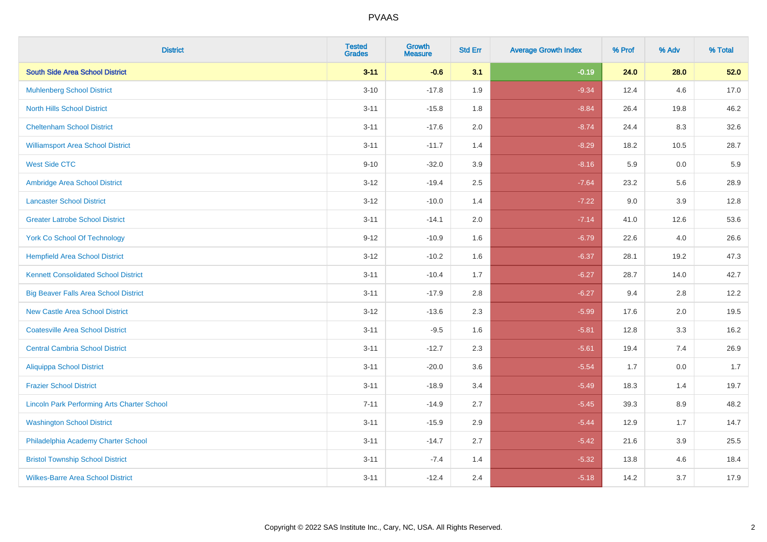PVAAS

| District | Tested Grades | Growth Measure | Std Err | Average Growth Index | % Prof | % Adv | % Total |
|---|---|---|---|---|---|---|---|
| **South Side Area School District** | **3-11** | **-0.6** | **3.1** | **-0.19** | **24.0** | **28.0** | **52.0** |
| Muhlenberg School District | 3-10 | -17.8 | 1.9 | -9.34 | 12.4 | 4.6 | 17.0 |
| North Hills School District | 3-11 | -15.8 | 1.8 | -8.84 | 26.4 | 19.8 | 46.2 |
| Cheltenham School District | 3-11 | -17.6 | 2.0 | -8.74 | 24.4 | 8.3 | 32.6 |
| Williamsport Area School District | 3-11 | -11.7 | 1.4 | -8.29 | 18.2 | 10.5 | 28.7 |
| West Side CTC | 9-10 | -32.0 | 3.9 | -8.16 | 5.9 | 0.0 | 5.9 |
| Ambridge Area School District | 3-12 | -19.4 | 2.5 | -7.64 | 23.2 | 5.6 | 28.9 |
| Lancaster School District | 3-12 | -10.0 | 1.4 | -7.22 | 9.0 | 3.9 | 12.8 |
| Greater Latrobe School District | 3-11 | -14.1 | 2.0 | -7.14 | 41.0 | 12.6 | 53.6 |
| York Co School Of Technology | 9-12 | -10.9 | 1.6 | -6.79 | 22.6 | 4.0 | 26.6 |
| Hempfield Area School District | 3-12 | -10.2 | 1.6 | -6.37 | 28.1 | 19.2 | 47.3 |
| Kennett Consolidated School District | 3-11 | -10.4 | 1.7 | -6.27 | 28.7 | 14.0 | 42.7 |
| Big Beaver Falls Area School District | 3-11 | -17.9 | 2.8 | -6.27 | 9.4 | 2.8 | 12.2 |
| New Castle Area School District | 3-12 | -13.6 | 2.3 | -5.99 | 17.6 | 2.0 | 19.5 |
| Coatesville Area School District | 3-11 | -9.5 | 1.6 | -5.81 | 12.8 | 3.3 | 16.2 |
| Central Cambria School District | 3-11 | -12.7 | 2.3 | -5.61 | 19.4 | 7.4 | 26.9 |
| Aliquippa School District | 3-11 | -20.0 | 3.6 | -5.54 | 1.7 | 0.0 | 1.7 |
| Frazier School District | 3-11 | -18.9 | 3.4 | -5.49 | 18.3 | 1.4 | 19.7 |
| Lincoln Park Performing Arts Charter School | 7-11 | -14.9 | 2.7 | -5.45 | 39.3 | 8.9 | 48.2 |
| Washington School District | 3-11 | -15.9 | 2.9 | -5.44 | 12.9 | 1.7 | 14.7 |
| Philadelphia Academy Charter School | 3-11 | -14.7 | 2.7 | -5.42 | 21.6 | 3.9 | 25.5 |
| Bristol Township School District | 3-11 | -7.4 | 1.4 | -5.32 | 13.8 | 4.6 | 18.4 |
| Wilkes-Barre Area School District | 3-11 | -12.4 | 2.4 | -5.18 | 14.2 | 3.7 | 17.9 |

Copyright © 2022 SAS Institute Inc., Cary, NC, USA. All Rights Reserved.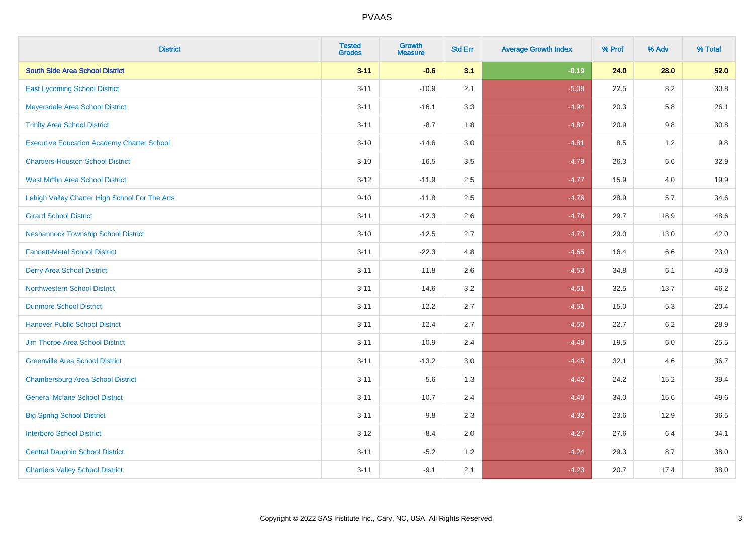# PVAAS

| District | Tested Grades | Growth Measure | Std Err | Average Growth Index | % Prof | % Adv | % Total |
|---|---|---|---|---|---|---|---|
| **South Side Area School District** | **3-11** | **-0.6** | **3.1** | **-0.19** | **24.0** | **28.0** | **52.0** |
| East Lycoming School District | 3-11 | -10.9 | 2.1 | -5.08 | 22.5 | 8.2 | 30.8 |
| Meyersdale Area School District | 3-11 | -16.1 | 3.3 | -4.94 | 20.3 | 5.8 | 26.1 |
| Trinity Area School District | 3-11 | -8.7 | 1.8 | -4.87 | 20.9 | 9.8 | 30.8 |
| Executive Education Academy Charter School | 3-10 | -14.6 | 3.0 | -4.81 | 8.5 | 1.2 | 9.8 |
| Chartiers-Houston School District | 3-10 | -16.5 | 3.5 | -4.79 | 26.3 | 6.6 | 32.9 |
| West Mifflin Area School District | 3-12 | -11.9 | 2.5 | -4.77 | 15.9 | 4.0 | 19.9 |
| Lehigh Valley Charter High School For The Arts | 9-10 | -11.8 | 2.5 | -4.76 | 28.9 | 5.7 | 34.6 |
| Girard School District | 3-11 | -12.3 | 2.6 | -4.76 | 29.7 | 18.9 | 48.6 |
| Neshannock Township School District | 3-10 | -12.5 | 2.7 | -4.73 | 29.0 | 13.0 | 42.0 |
| Fannett-Metal School District | 3-11 | -22.3 | 4.8 | -4.65 | 16.4 | 6.6 | 23.0 |
| Derry Area School District | 3-11 | -11.8 | 2.6 | -4.53 | 34.8 | 6.1 | 40.9 |
| Northwestern School District | 3-11 | -14.6 | 3.2 | -4.51 | 32.5 | 13.7 | 46.2 |
| Dunmore School District | 3-11 | -12.2 | 2.7 | -4.51 | 15.0 | 5.3 | 20.4 |
| Hanover Public School District | 3-11 | -12.4 | 2.7 | -4.50 | 22.7 | 6.2 | 28.9 |
| Jim Thorpe Area School District | 3-11 | -10.9 | 2.4 | -4.48 | 19.5 | 6.0 | 25.5 |
| Greenville Area School District | 3-11 | -13.2 | 3.0 | -4.45 | 32.1 | 4.6 | 36.7 |
| Chambersburg Area School District | 3-11 | -5.6 | 1.3 | -4.42 | 24.2 | 15.2 | 39.4 |
| General Mclane School District | 3-11 | -10.7 | 2.4 | -4.40 | 34.0 | 15.6 | 49.6 |
| Big Spring School District | 3-11 | -9.8 | 2.3 | -4.32 | 23.6 | 12.9 | 36.5 |
| Interboro School District | 3-12 | -8.4 | 2.0 | -4.27 | 27.6 | 6.4 | 34.1 |
| Central Dauphin School District | 3-11 | -5.2 | 1.2 | -4.24 | 29.3 | 8.7 | 38.0 |
| Chartiers Valley School District | 3-11 | -9.1 | 2.1 | -4.23 | 20.7 | 17.4 | 38.0 |

Copyright © 2022 SAS Institute Inc., Cary, NC, USA. All Rights Reserved.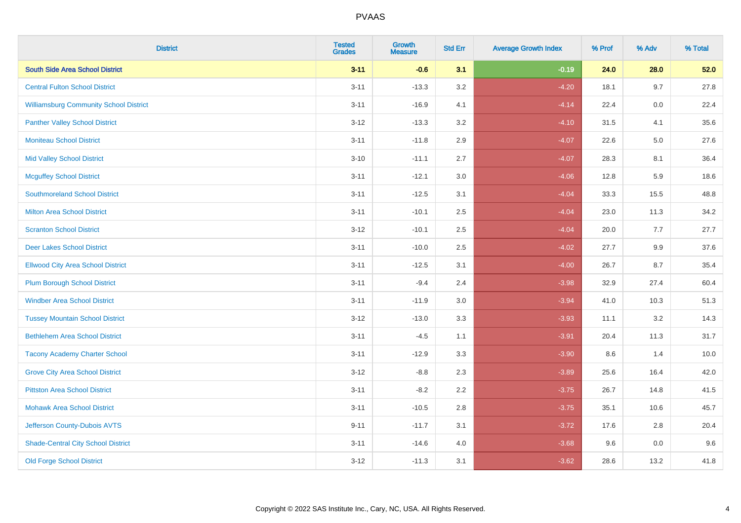| District | Tested Grades | Growth Measure | Std Err | Average Growth Index | % Prof | % Adv | % Total |
|---|---|---|---|---|---|---|---|
| **South Side Area School District** | **3-11** | **-0.6** | **3.1** | **-0.19** | **24.0** | **28.0** | **52.0** |
| Central Fulton School District | 3-11 | -13.3 | 3.2 | -4.20 | 18.1 | 9.7 | 27.8 |
| Williamsburg Community School District | 3-11 | -16.9 | 4.1 | -4.14 | 22.4 | 0.0 | 22.4 |
| Panther Valley School District | 3-12 | -13.3 | 3.2 | -4.10 | 31.5 | 4.1 | 35.6 |
| Moniteau School District | 3-11 | -11.8 | 2.9 | -4.07 | 22.6 | 5.0 | 27.6 |
| Mid Valley School District | 3-10 | -11.1 | 2.7 | -4.07 | 28.3 | 8.1 | 36.4 |
| Mcguffey School District | 3-11 | -12.1 | 3.0 | -4.06 | 12.8 | 5.9 | 18.6 |
| Southmoreland School District | 3-11 | -12.5 | 3.1 | -4.04 | 33.3 | 15.5 | 48.8 |
| Milton Area School District | 3-11 | -10.1 | 2.5 | -4.04 | 23.0 | 11.3 | 34.2 |
| Scranton School District | 3-12 | -10.1 | 2.5 | -4.04 | 20.0 | 7.7 | 27.7 |
| Deer Lakes School District | 3-11 | -10.0 | 2.5 | -4.02 | 27.7 | 9.9 | 37.6 |
| Ellwood City Area School District | 3-11 | -12.5 | 3.1 | -4.00 | 26.7 | 8.7 | 35.4 |
| Plum Borough School District | 3-11 | -9.4 | 2.4 | -3.98 | 32.9 | 27.4 | 60.4 |
| Windber Area School District | 3-11 | -11.9 | 3.0 | -3.94 | 41.0 | 10.3 | 51.3 |
| Tussey Mountain School District | 3-12 | -13.0 | 3.3 | -3.93 | 11.1 | 3.2 | 14.3 |
| Bethlehem Area School District | 3-11 | -4.5 | 1.1 | -3.91 | 20.4 | 11.3 | 31.7 |
| Tacony Academy Charter School | 3-11 | -12.9 | 3.3 | -3.90 | 8.6 | 1.4 | 10.0 |
| Grove City Area School District | 3-12 | -8.8 | 2.3 | -3.89 | 25.6 | 16.4 | 42.0 |
| Pittston Area School District | 3-11 | -8.2 | 2.2 | -3.75 | 26.7 | 14.8 | 41.5 |
| Mohawk Area School District | 3-11 | -10.5 | 2.8 | -3.75 | 35.1 | 10.6 | 45.7 |
| Jefferson County-Dubois AVTS | 9-11 | -11.7 | 3.1 | -3.72 | 17.6 | 2.8 | 20.4 |
| Shade-Central City School District | 3-11 | -14.6 | 4.0 | -3.68 | 9.6 | 0.0 | 9.6 |
| Old Forge School District | 3-12 | -11.3 | 3.1 | -3.62 | 28.6 | 13.2 | 41.8 |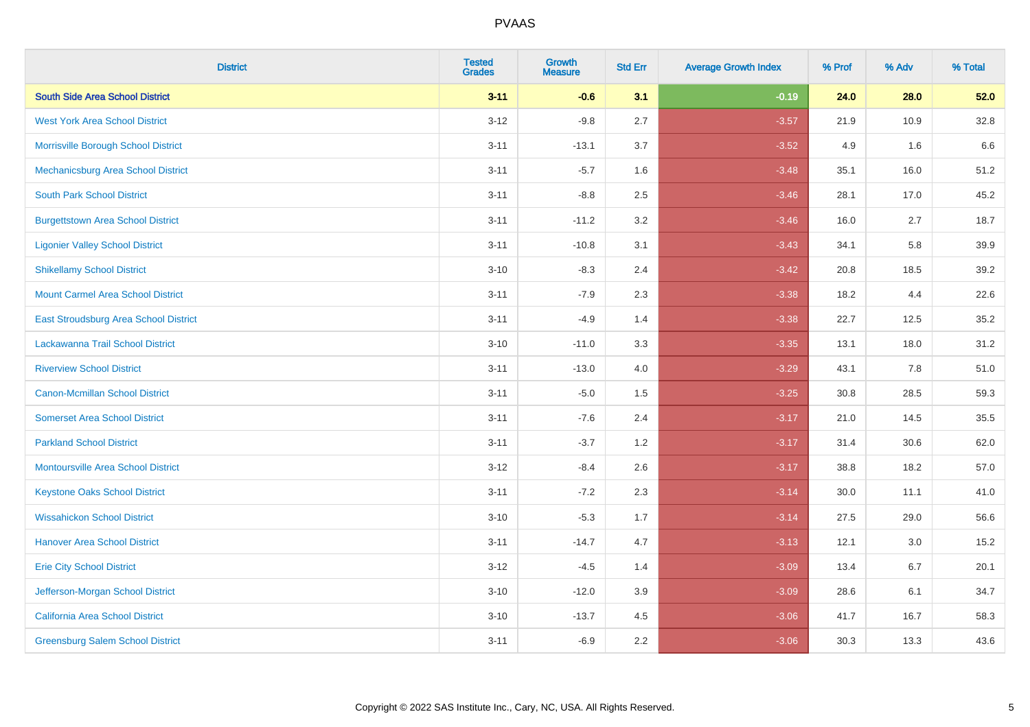| District | Tested Grades | Growth Measure | Std Err | Average Growth Index | % Prof | % Adv | % Total |
|---|---|---|---|---|---|---|---|
| **South Side Area School District** | **3-11** | **-0.6** | **3.1** | **-0.19** | **24.0** | **28.0** | **52.0** |
| West York Area School District | 3-12 | -9.8 | 2.7 | -3.57 | 21.9 | 10.9 | 32.8 |
| Morrisville Borough School District | 3-11 | -13.1 | 3.7 | -3.52 | 4.9 | 1.6 | 6.6 |
| Mechanicsburg Area School District | 3-11 | -5.7 | 1.6 | -3.48 | 35.1 | 16.0 | 51.2 |
| South Park School District | 3-11 | -8.8 | 2.5 | -3.46 | 28.1 | 17.0 | 45.2 |
| Burgettstown Area School District | 3-11 | -11.2 | 3.2 | -3.46 | 16.0 | 2.7 | 18.7 |
| Ligonier Valley School District | 3-11 | -10.8 | 3.1 | -3.43 | 34.1 | 5.8 | 39.9 |
| Shikellamy School District | 3-10 | -8.3 | 2.4 | -3.42 | 20.8 | 18.5 | 39.2 |
| Mount Carmel Area School District | 3-11 | -7.9 | 2.3 | -3.38 | 18.2 | 4.4 | 22.6 |
| East Stroudsburg Area School District | 3-11 | -4.9 | 1.4 | -3.38 | 22.7 | 12.5 | 35.2 |
| Lackawanna Trail School District | 3-10 | -11.0 | 3.3 | -3.35 | 13.1 | 18.0 | 31.2 |
| Riverview School District | 3-11 | -13.0 | 4.0 | -3.29 | 43.1 | 7.8 | 51.0 |
| Canon-Mcmillan School District | 3-11 | -5.0 | 1.5 | -3.25 | 30.8 | 28.5 | 59.3 |
| Somerset Area School District | 3-11 | -7.6 | 2.4 | -3.17 | 21.0 | 14.5 | 35.5 |
| Parkland School District | 3-11 | -3.7 | 1.2 | -3.17 | 31.4 | 30.6 | 62.0 |
| Montoursville Area School District | 3-12 | -8.4 | 2.6 | -3.17 | 38.8 | 18.2 | 57.0 |
| Keystone Oaks School District | 3-11 | -7.2 | 2.3 | -3.14 | 30.0 | 11.1 | 41.0 |
| Wissahickon School District | 3-10 | -5.3 | 1.7 | -3.14 | 27.5 | 29.0 | 56.6 |
| Hanover Area School District | 3-11 | -14.7 | 4.7 | -3.13 | 12.1 | 3.0 | 15.2 |
| Erie City School District | 3-12 | -4.5 | 1.4 | -3.09 | 13.4 | 6.7 | 20.1 |
| Jefferson-Morgan School District | 3-10 | -12.0 | 3.9 | -3.09 | 28.6 | 6.1 | 34.7 |
| California Area School District | 3-10 | -13.7 | 4.5 | -3.06 | 41.7 | 16.7 | 58.3 |
| Greensburg Salem School District | 3-11 | -6.9 | 2.2 | -3.06 | 30.3 | 13.3 | 43.6 |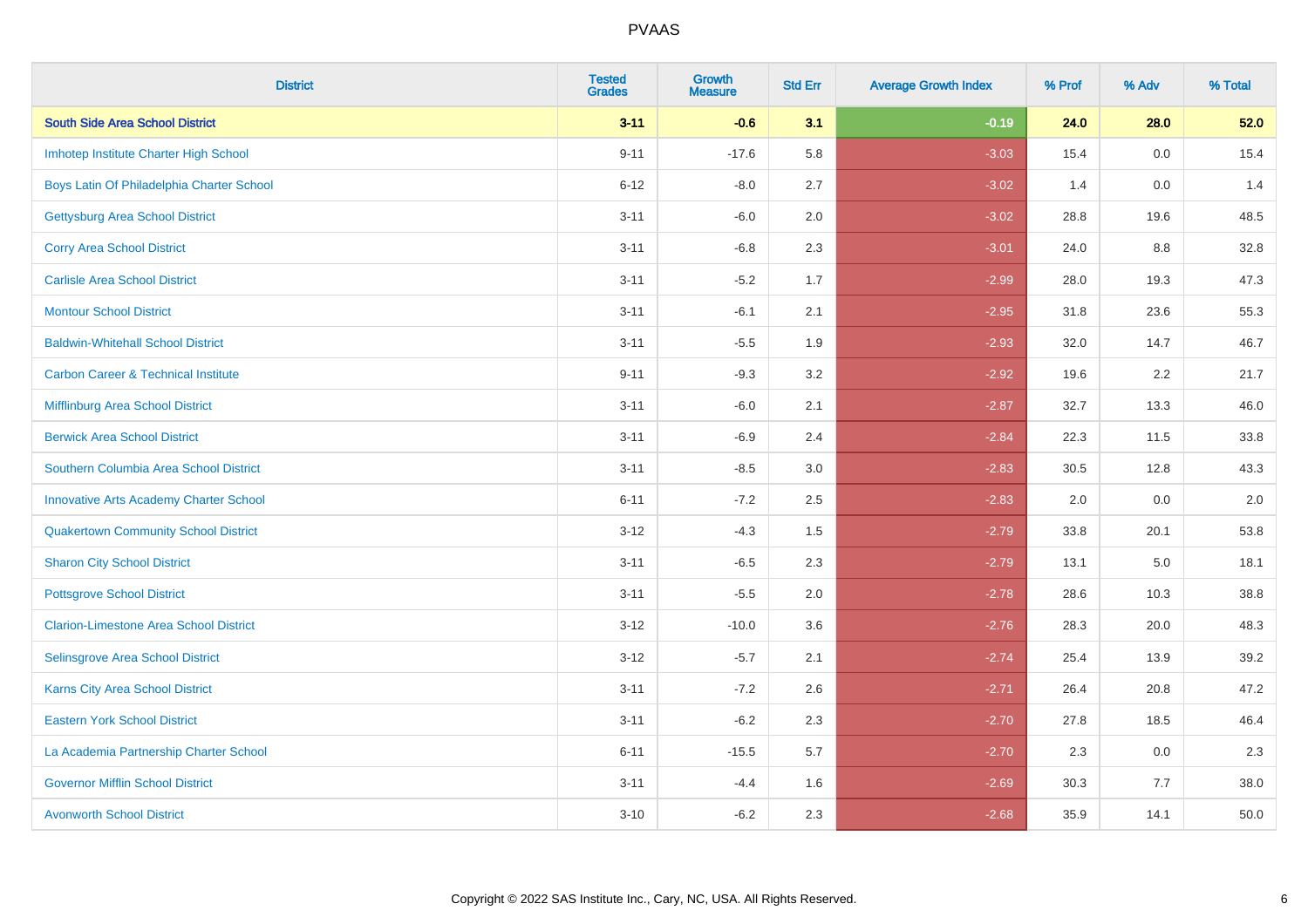# PVAAS

| District | Tested Grades | Growth Measure | Std Err | Average Growth Index | % Prof | % Adv | % Total |
|---|---|---|---|---|---|---|---|
| **South Side Area School District** | **3-11** | **-0.6** | **3.1** | **-0.19** | **24.0** | **28.0** | **52.0** |
| Imhotep Institute Charter High School | 9-11 | -17.6 | 5.8 | -3.03 | 15.4 | 0.0 | 15.4 |
| Boys Latin Of Philadelphia Charter School | 6-12 | -8.0 | 2.7 | -3.02 | 1.4 | 0.0 | 1.4 |
| Gettysburg Area School District | 3-11 | -6.0 | 2.0 | -3.02 | 28.8 | 19.6 | 48.5 |
| Corry Area School District | 3-11 | -6.8 | 2.3 | -3.01 | 24.0 | 8.8 | 32.8 |
| Carlisle Area School District | 3-11 | -5.2 | 1.7 | -2.99 | 28.0 | 19.3 | 47.3 |
| Montour School District | 3-11 | -6.1 | 2.1 | -2.95 | 31.8 | 23.6 | 55.3 |
| Baldwin-Whitehall School District | 3-11 | -5.5 | 1.9 | -2.93 | 32.0 | 14.7 | 46.7 |
| Carbon Career & Technical Institute | 9-11 | -9.3 | 3.2 | -2.92 | 19.6 | 2.2 | 21.7 |
| Mifflinburg Area School District | 3-11 | -6.0 | 2.1 | -2.87 | 32.7 | 13.3 | 46.0 |
| Berwick Area School District | 3-11 | -6.9 | 2.4 | -2.84 | 22.3 | 11.5 | 33.8 |
| Southern Columbia Area School District | 3-11 | -8.5 | 3.0 | -2.83 | 30.5 | 12.8 | 43.3 |
| Innovative Arts Academy Charter School | 6-11 | -7.2 | 2.5 | -2.83 | 2.0 | 0.0 | 2.0 |
| Quakertown Community School District | 3-12 | -4.3 | 1.5 | -2.79 | 33.8 | 20.1 | 53.8 |
| Sharon City School District | 3-11 | -6.5 | 2.3 | -2.79 | 13.1 | 5.0 | 18.1 |
| Pottsgrove School District | 3-11 | -5.5 | 2.0 | -2.78 | 28.6 | 10.3 | 38.8 |
| Clarion-Limestone Area School District | 3-12 | -10.0 | 3.6 | -2.76 | 28.3 | 20.0 | 48.3 |
| Selinsgrove Area School District | 3-12 | -5.7 | 2.1 | -2.74 | 25.4 | 13.9 | 39.2 |
| Karns City Area School District | 3-11 | -7.2 | 2.6 | -2.71 | 26.4 | 20.8 | 47.2 |
| Eastern York School District | 3-11 | -6.2 | 2.3 | -2.70 | 27.8 | 18.5 | 46.4 |
| La Academia Partnership Charter School | 6-11 | -15.5 | 5.7 | -2.70 | 2.3 | 0.0 | 2.3 |
| Governor Mifflin School District | 3-11 | -4.4 | 1.6 | -2.69 | 30.3 | 7.7 | 38.0 |
| Avonworth School District | 3-10 | -6.2 | 2.3 | -2.68 | 35.9 | 14.1 | 50.0 |

Copyright © 2022 SAS Institute Inc., Cary, NC, USA. All Rights Reserved.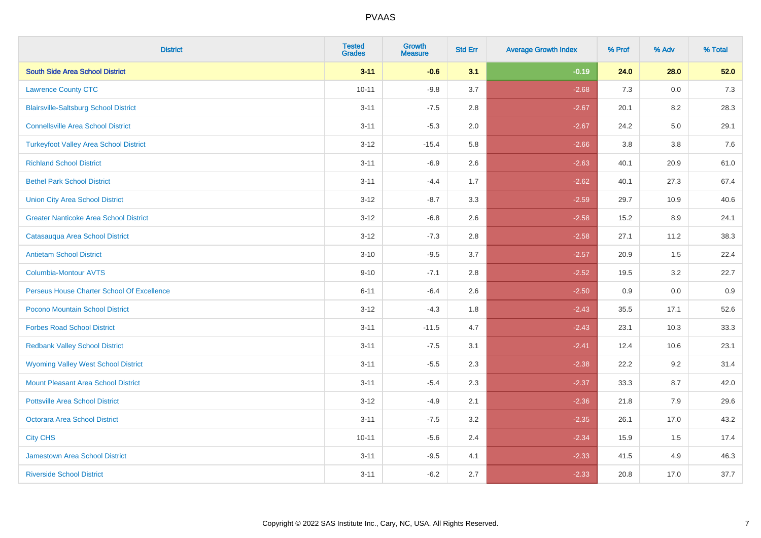| District | Tested Grades | Growth Measure | Std Err | Average Growth Index | % Prof | % Adv | % Total |
|---|---|---|---|---|---|---|---|
| **South Side Area School District** | **3-11** | **-0.6** | **3.1** | **-0.19** | **24.0** | **28.0** | **52.0** |
| Lawrence County CTC | 10-11 | -9.8 | 3.7 | -2.68 | 7.3 | 0.0 | 7.3 |
| Blairsville-Saltsburg School District | 3-11 | -7.5 | 2.8 | -2.67 | 20.1 | 8.2 | 28.3 |
| Connellsville Area School District | 3-11 | -5.3 | 2.0 | -2.67 | 24.2 | 5.0 | 29.1 |
| Turkeyfoot Valley Area School District | 3-12 | -15.4 | 5.8 | -2.66 | 3.8 | 3.8 | 7.6 |
| Richland School District | 3-11 | -6.9 | 2.6 | -2.63 | 40.1 | 20.9 | 61.0 |
| Bethel Park School District | 3-11 | -4.4 | 1.7 | -2.62 | 40.1 | 27.3 | 67.4 |
| Union City Area School District | 3-12 | -8.7 | 3.3 | -2.59 | 29.7 | 10.9 | 40.6 |
| Greater Nanticoke Area School District | 3-12 | -6.8 | 2.6 | -2.58 | 15.2 | 8.9 | 24.1 |
| Catasauqua Area School District | 3-12 | -7.3 | 2.8 | -2.58 | 27.1 | 11.2 | 38.3 |
| Antietam School District | 3-10 | -9.5 | 3.7 | -2.57 | 20.9 | 1.5 | 22.4 |
| Columbia-Montour AVTS | 9-10 | -7.1 | 2.8 | -2.52 | 19.5 | 3.2 | 22.7 |
| Perseus House Charter School Of Excellence | 6-11 | -6.4 | 2.6 | -2.50 | 0.9 | 0.0 | 0.9 |
| Pocono Mountain School District | 3-12 | -4.3 | 1.8 | -2.43 | 35.5 | 17.1 | 52.6 |
| Forbes Road School District | 3-11 | -11.5 | 4.7 | -2.43 | 23.1 | 10.3 | 33.3 |
| Redbank Valley School District | 3-11 | -7.5 | 3.1 | -2.41 | 12.4 | 10.6 | 23.1 |
| Wyoming Valley West School District | 3-11 | -5.5 | 2.3 | -2.38 | 22.2 | 9.2 | 31.4 |
| Mount Pleasant Area School District | 3-11 | -5.4 | 2.3 | -2.37 | 33.3 | 8.7 | 42.0 |
| Pottsville Area School District | 3-12 | -4.9 | 2.1 | -2.36 | 21.8 | 7.9 | 29.6 |
| Octorara Area School District | 3-11 | -7.5 | 3.2 | -2.35 | 26.1 | 17.0 | 43.2 |
| City CHS | 10-11 | -5.6 | 2.4 | -2.34 | 15.9 | 1.5 | 17.4 |
| Jamestown Area School District | 3-11 | -9.5 | 4.1 | -2.33 | 41.5 | 4.9 | 46.3 |
| Riverside School District | 3-11 | -6.2 | 2.7 | -2.33 | 20.8 | 17.0 | 37.7 |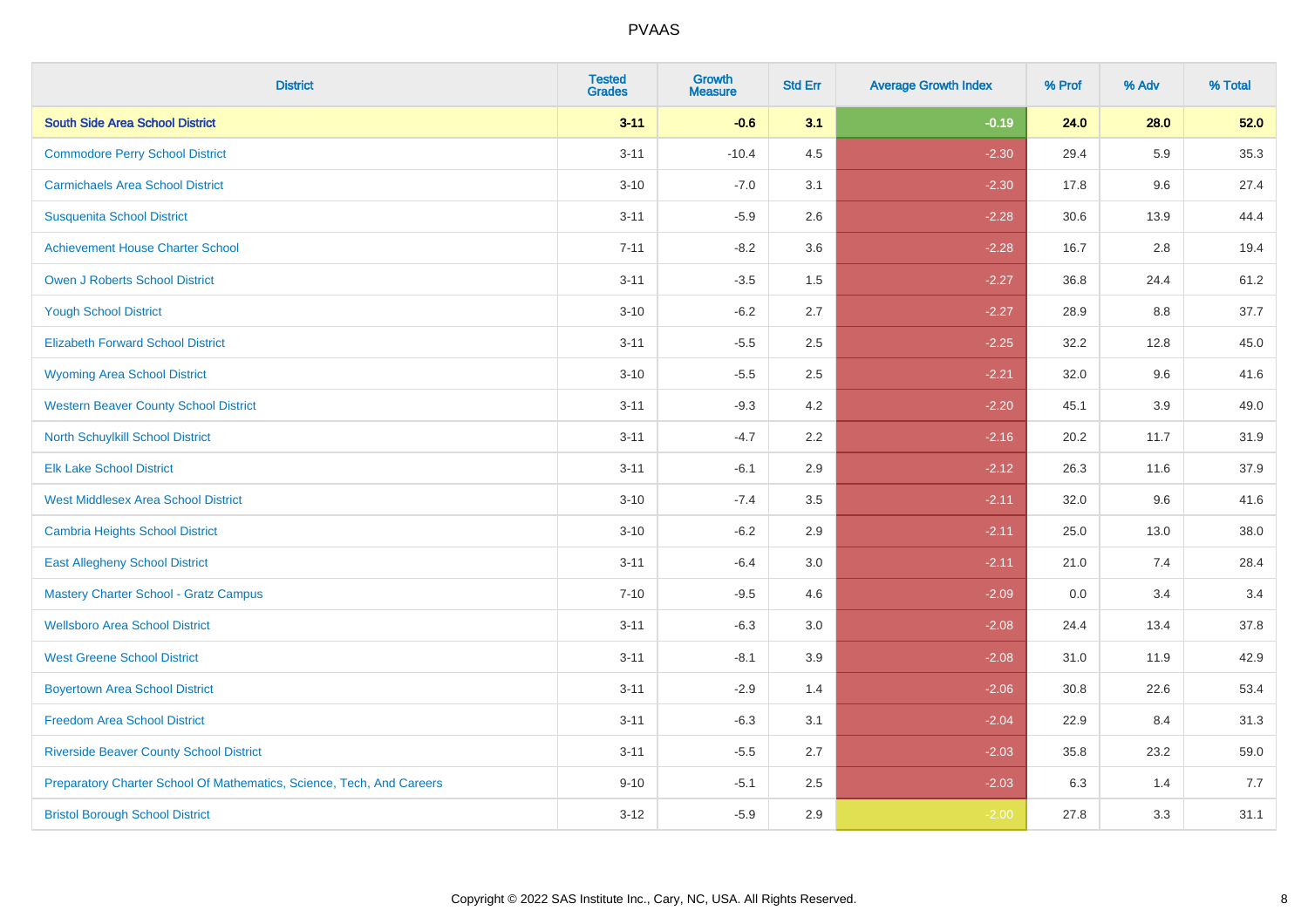| District | Tested Grades | Growth Measure | Std Err | Average Growth Index | % Prof | % Adv | % Total |
|---|---|---|---|---|---|---|---|
| **South Side Area School District** | **3-11** | **-0.6** | **3.1** | **-0.19** | **24.0** | **28.0** | **52.0** |
| Commodore Perry School District | 3-11 | -10.4 | 4.5 | -2.30 | 29.4 | 5.9 | 35.3 |
| Carmichaels Area School District | 3-10 | -7.0 | 3.1 | -2.30 | 17.8 | 9.6 | 27.4 |
| Susquenita School District | 3-11 | -5.9 | 2.6 | -2.28 | 30.6 | 13.9 | 44.4 |
| Achievement House Charter School | 7-11 | -8.2 | 3.6 | -2.28 | 16.7 | 2.8 | 19.4 |
| Owen J Roberts School District | 3-11 | -3.5 | 1.5 | -2.27 | 36.8 | 24.4 | 61.2 |
| Yough School District | 3-10 | -6.2 | 2.7 | -2.27 | 28.9 | 8.8 | 37.7 |
| Elizabeth Forward School District | 3-11 | -5.5 | 2.5 | -2.25 | 32.2 | 12.8 | 45.0 |
| Wyoming Area School District | 3-10 | -5.5 | 2.5 | -2.21 | 32.0 | 9.6 | 41.6 |
| Western Beaver County School District | 3-11 | -9.3 | 4.2 | -2.20 | 45.1 | 3.9 | 49.0 |
| North Schuylkill School District | 3-11 | -4.7 | 2.2 | -2.16 | 20.2 | 11.7 | 31.9 |
| Elk Lake School District | 3-11 | -6.1 | 2.9 | -2.12 | 26.3 | 11.6 | 37.9 |
| West Middlesex Area School District | 3-10 | -7.4 | 3.5 | -2.11 | 32.0 | 9.6 | 41.6 |
| Cambria Heights School District | 3-10 | -6.2 | 2.9 | -2.11 | 25.0 | 13.0 | 38.0 |
| East Allegheny School District | 3-11 | -6.4 | 3.0 | -2.11 | 21.0 | 7.4 | 28.4 |
| Mastery Charter School - Gratz Campus | 7-10 | -9.5 | 4.6 | -2.09 | 0.0 | 3.4 | 3.4 |
| Wellsboro Area School District | 3-11 | -6.3 | 3.0 | -2.08 | 24.4 | 13.4 | 37.8 |
| West Greene School District | 3-11 | -8.1 | 3.9 | -2.08 | 31.0 | 11.9 | 42.9 |
| Boyertown Area School District | 3-11 | -2.9 | 1.4 | -2.06 | 30.8 | 22.6 | 53.4 |
| Freedom Area School District | 3-11 | -6.3 | 3.1 | -2.04 | 22.9 | 8.4 | 31.3 |
| Riverside Beaver County School District | 3-11 | -5.5 | 2.7 | -2.03 | 35.8 | 23.2 | 59.0 |
| Preparatory Charter School Of Mathematics, Science, Tech, And Careers | 9-10 | -5.1 | 2.5 | -2.03 | 6.3 | 1.4 | 7.7 |
| Bristol Borough School District | 3-12 | -5.9 | 2.9 | -2.00 | 27.8 | 3.3 | 31.1 |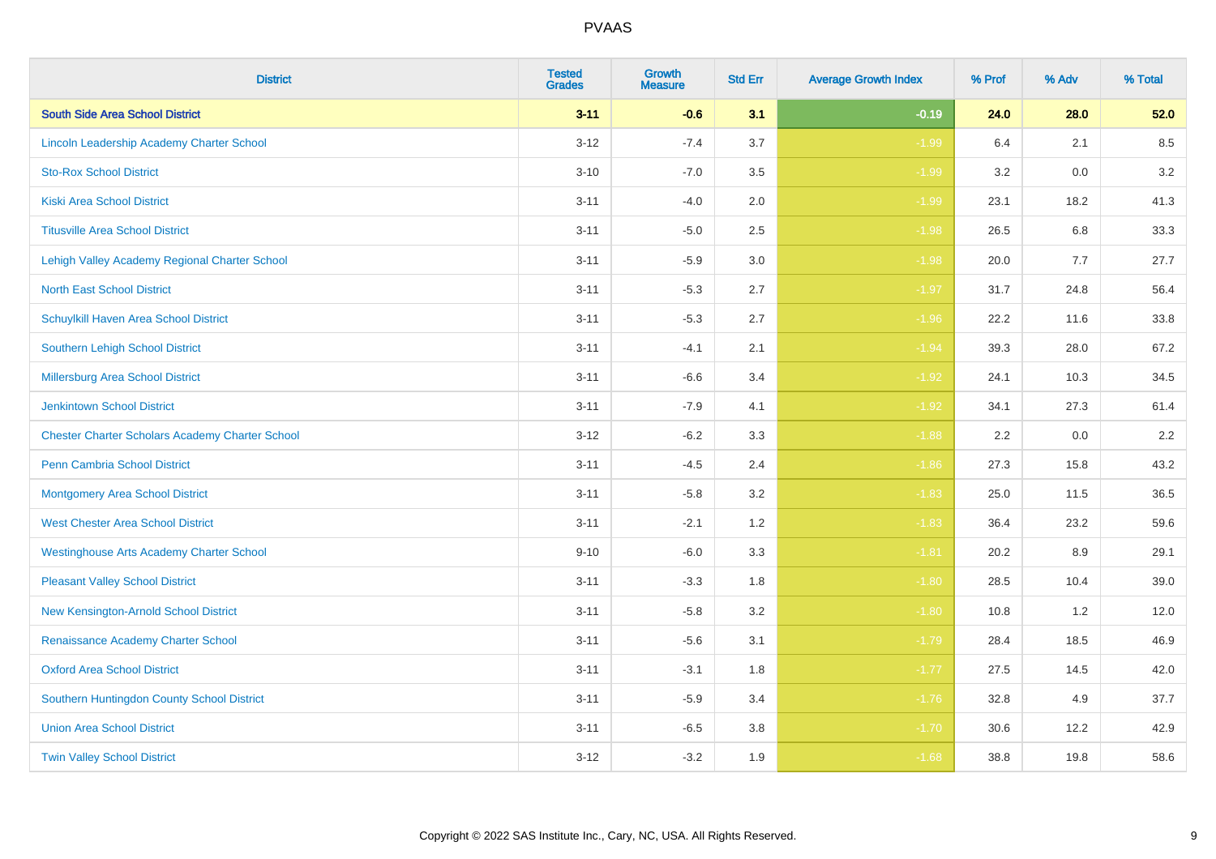| District | Tested Grades | Growth Measure | Std Err | Average Growth Index | % Prof | % Adv | % Total |
|---|---|---|---|---|---|---|---|
| **South Side Area School District** | **3-11** | **-0.6** | **3.1** | **-0.19** | **24.0** | **28.0** | **52.0** |
| Lincoln Leadership Academy Charter School | 3-12 | -7.4 | 3.7 | -1.99 | 6.4 | 2.1 | 8.5 |
| Sto-Rox School District | 3-10 | -7.0 | 3.5 | -1.99 | 3.2 | 0.0 | 3.2 |
| Kiski Area School District | 3-11 | -4.0 | 2.0 | -1.99 | 23.1 | 18.2 | 41.3 |
| Titusville Area School District | 3-11 | -5.0 | 2.5 | -1.98 | 26.5 | 6.8 | 33.3 |
| Lehigh Valley Academy Regional Charter School | 3-11 | -5.9 | 3.0 | -1.98 | 20.0 | 7.7 | 27.7 |
| North East School District | 3-11 | -5.3 | 2.7 | -1.97 | 31.7 | 24.8 | 56.4 |
| Schuylkill Haven Area School District | 3-11 | -5.3 | 2.7 | -1.96 | 22.2 | 11.6 | 33.8 |
| Southern Lehigh School District | 3-11 | -4.1 | 2.1 | -1.94 | 39.3 | 28.0 | 67.2 |
| Millersburg Area School District | 3-11 | -6.6 | 3.4 | -1.92 | 24.1 | 10.3 | 34.5 |
| Jenkintown School District | 3-11 | -7.9 | 4.1 | -1.92 | 34.1 | 27.3 | 61.4 |
| Chester Charter Scholars Academy Charter School | 3-12 | -6.2 | 3.3 | -1.88 | 2.2 | 0.0 | 2.2 |
| Penn Cambria School District | 3-11 | -4.5 | 2.4 | -1.86 | 27.3 | 15.8 | 43.2 |
| Montgomery Area School District | 3-11 | -5.8 | 3.2 | -1.83 | 25.0 | 11.5 | 36.5 |
| West Chester Area School District | 3-11 | -2.1 | 1.2 | -1.83 | 36.4 | 23.2 | 59.6 |
| Westinghouse Arts Academy Charter School | 9-10 | -6.0 | 3.3 | -1.81 | 20.2 | 8.9 | 29.1 |
| Pleasant Valley School District | 3-11 | -3.3 | 1.8 | -1.80 | 28.5 | 10.4 | 39.0 |
| New Kensington-Arnold School District | 3-11 | -5.8 | 3.2 | -1.80 | 10.8 | 1.2 | 12.0 |
| Renaissance Academy Charter School | 3-11 | -5.6 | 3.1 | -1.79 | 28.4 | 18.5 | 46.9 |
| Oxford Area School District | 3-11 | -3.1 | 1.8 | -1.77 | 27.5 | 14.5 | 42.0 |
| Southern Huntingdon County School District | 3-11 | -5.9 | 3.4 | -1.76 | 32.8 | 4.9 | 37.7 |
| Union Area School District | 3-11 | -6.5 | 3.8 | -1.70 | 30.6 | 12.2 | 42.9 |
| Twin Valley School District | 3-12 | -3.2 | 1.9 | -1.68 | 38.8 | 19.8 | 58.6 |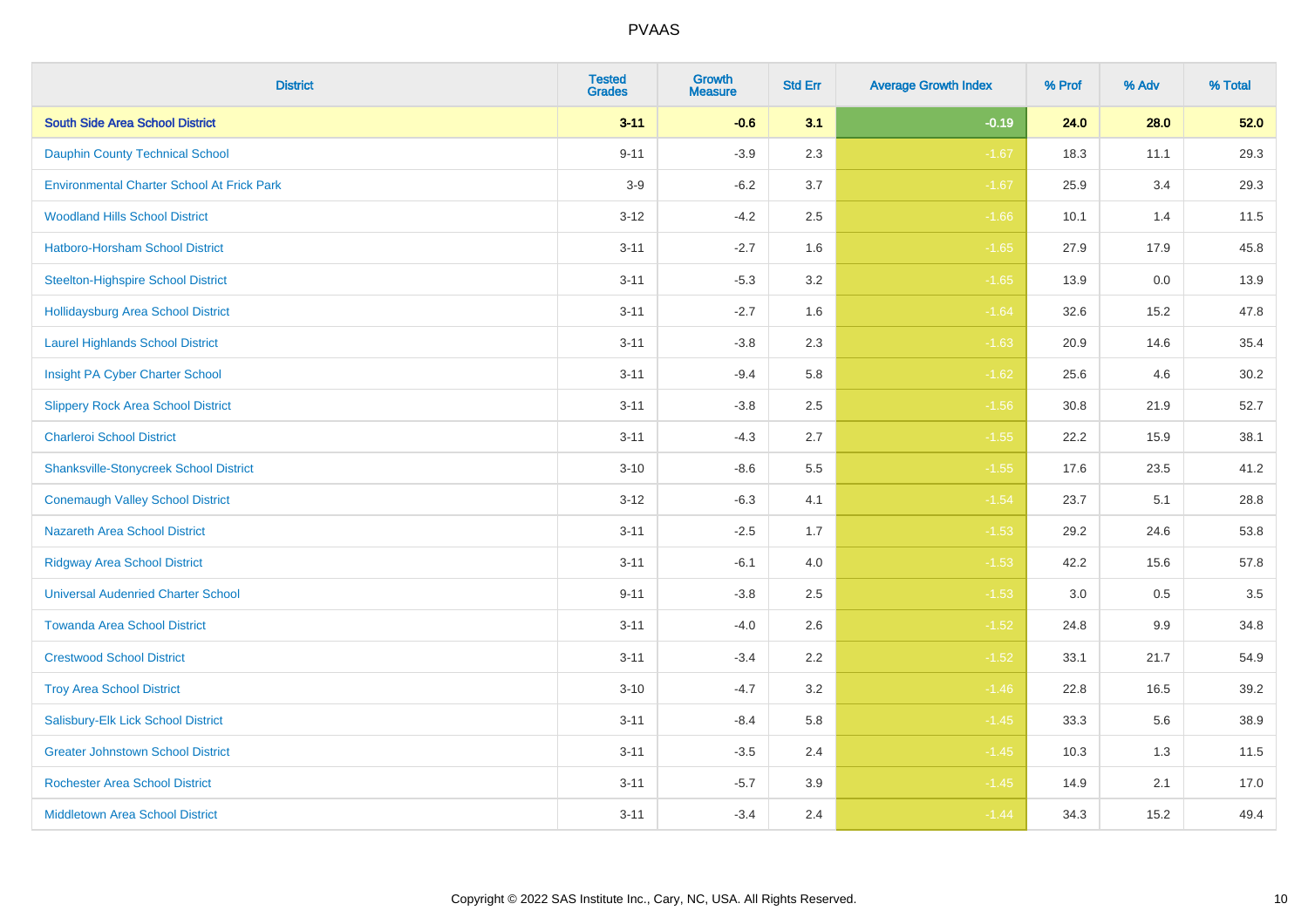# PVAAS

| District | Tested Grades | Growth Measure | Std Err | Average Growth Index | % Prof | % Adv | % Total |
|---|---|---|---|---|---|---|---|
| **South Side Area School District** | **3-11** | **-0.6** | **3.1** | **-0.19** | **24.0** | **28.0** | **52.0** |
| Dauphin County Technical School | 9-11 | -3.9 | 2.3 | -1.67 | 18.3 | 11.1 | 29.3 |
| Environmental Charter School At Frick Park | 3-9 | -6.2 | 3.7 | -1.67 | 25.9 | 3.4 | 29.3 |
| Woodland Hills School District | 3-12 | -4.2 | 2.5 | -1.66 | 10.1 | 1.4 | 11.5 |
| Hatboro-Horsham School District | 3-11 | -2.7 | 1.6 | -1.65 | 27.9 | 17.9 | 45.8 |
| Steelton-Highspire School District | 3-11 | -5.3 | 3.2 | -1.65 | 13.9 | 0.0 | 13.9 |
| Hollidaysburg Area School District | 3-11 | -2.7 | 1.6 | -1.64 | 32.6 | 15.2 | 47.8 |
| Laurel Highlands School District | 3-11 | -3.8 | 2.3 | -1.63 | 20.9 | 14.6 | 35.4 |
| Insight PA Cyber Charter School | 3-11 | -9.4 | 5.8 | -1.62 | 25.6 | 4.6 | 30.2 |
| Slippery Rock Area School District | 3-11 | -3.8 | 2.5 | -1.56 | 30.8 | 21.9 | 52.7 |
| Charleroi School District | 3-11 | -4.3 | 2.7 | -1.55 | 22.2 | 15.9 | 38.1 |
| Shanksville-Stonycreek School District | 3-10 | -8.6 | 5.5 | -1.55 | 17.6 | 23.5 | 41.2 |
| Conemaugh Valley School District | 3-12 | -6.3 | 4.1 | -1.54 | 23.7 | 5.1 | 28.8 |
| Nazareth Area School District | 3-11 | -2.5 | 1.7 | -1.53 | 29.2 | 24.6 | 53.8 |
| Ridgway Area School District | 3-11 | -6.1 | 4.0 | -1.53 | 42.2 | 15.6 | 57.8 |
| Universal Audenried Charter School | 9-11 | -3.8 | 2.5 | -1.53 | 3.0 | 0.5 | 3.5 |
| Towanda Area School District | 3-11 | -4.0 | 2.6 | -1.52 | 24.8 | 9.9 | 34.8 |
| Crestwood School District | 3-11 | -3.4 | 2.2 | -1.52 | 33.1 | 21.7 | 54.9 |
| Troy Area School District | 3-10 | -4.7 | 3.2 | -1.46 | 22.8 | 16.5 | 39.2 |
| Salisbury-Elk Lick School District | 3-11 | -8.4 | 5.8 | -1.45 | 33.3 | 5.6 | 38.9 |
| Greater Johnstown School District | 3-11 | -3.5 | 2.4 | -1.45 | 10.3 | 1.3 | 11.5 |
| Rochester Area School District | 3-11 | -5.7 | 3.9 | -1.45 | 14.9 | 2.1 | 17.0 |
| Middletown Area School District | 3-11 | -3.4 | 2.4 | -1.44 | 34.3 | 15.2 | 49.4 |

Copyright © 2022 SAS Institute Inc., Cary, NC, USA. All Rights Reserved.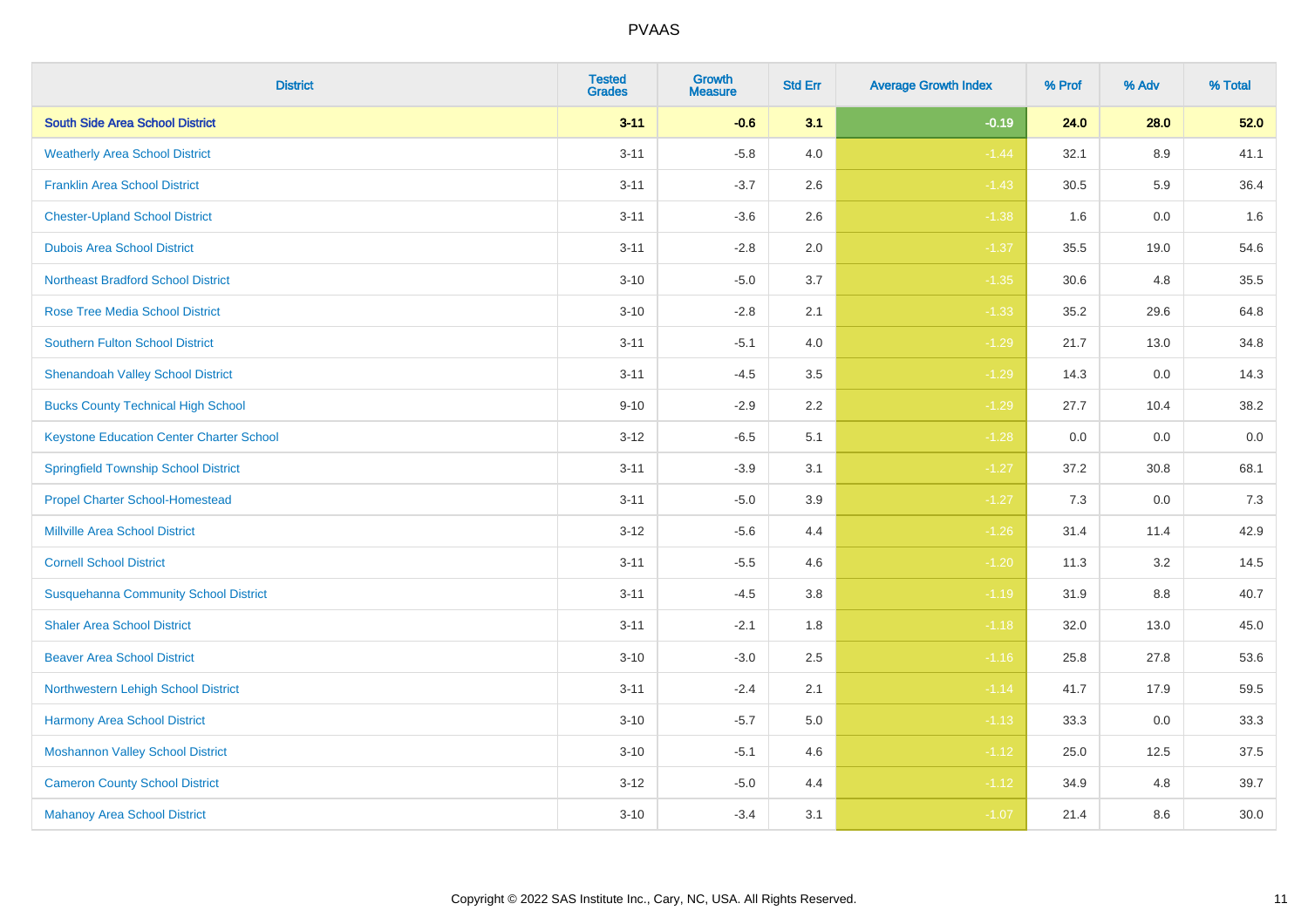| District | Tested Grades | Growth Measure | Std Err | Average Growth Index | % Prof | % Adv | % Total |
|---|---|---|---|---|---|---|---|
| **South Side Area School District** | **3-11** | **-0.6** | **3.1** | **-0.19** | **24.0** | **28.0** | **52.0** |
| Weatherly Area School District | 3-11 | -5.8 | 4.0 | -1.44 | 32.1 | 8.9 | 41.1 |
| Franklin Area School District | 3-11 | -3.7 | 2.6 | -1.43 | 30.5 | 5.9 | 36.4 |
| Chester-Upland School District | 3-11 | -3.6 | 2.6 | -1.38 | 1.6 | 0.0 | 1.6 |
| Dubois Area School District | 3-11 | -2.8 | 2.0 | -1.37 | 35.5 | 19.0 | 54.6 |
| Northeast Bradford School District | 3-10 | -5.0 | 3.7 | -1.35 | 30.6 | 4.8 | 35.5 |
| Rose Tree Media School District | 3-10 | -2.8 | 2.1 | -1.33 | 35.2 | 29.6 | 64.8 |
| Southern Fulton School District | 3-11 | -5.1 | 4.0 | -1.29 | 21.7 | 13.0 | 34.8 |
| Shenandoah Valley School District | 3-11 | -4.5 | 3.5 | -1.29 | 14.3 | 0.0 | 14.3 |
| Bucks County Technical High School | 9-10 | -2.9 | 2.2 | -1.29 | 27.7 | 10.4 | 38.2 |
| Keystone Education Center Charter School | 3-12 | -6.5 | 5.1 | -1.28 | 0.0 | 0.0 | 0.0 |
| Springfield Township School District | 3-11 | -3.9 | 3.1 | -1.27 | 37.2 | 30.8 | 68.1 |
| Propel Charter School-Homestead | 3-11 | -5.0 | 3.9 | -1.27 | 7.3 | 0.0 | 7.3 |
| Millville Area School District | 3-12 | -5.6 | 4.4 | -1.26 | 31.4 | 11.4 | 42.9 |
| Cornell School District | 3-11 | -5.5 | 4.6 | -1.20 | 11.3 | 3.2 | 14.5 |
| Susquehanna Community School District | 3-11 | -4.5 | 3.8 | -1.19 | 31.9 | 8.8 | 40.7 |
| Shaler Area School District | 3-11 | -2.1 | 1.8 | -1.18 | 32.0 | 13.0 | 45.0 |
| Beaver Area School District | 3-10 | -3.0 | 2.5 | -1.16 | 25.8 | 27.8 | 53.6 |
| Northwestern Lehigh School District | 3-11 | -2.4 | 2.1 | -1.14 | 41.7 | 17.9 | 59.5 |
| Harmony Area School District | 3-10 | -5.7 | 5.0 | -1.13 | 33.3 | 0.0 | 33.3 |
| Moshannon Valley School District | 3-10 | -5.1 | 4.6 | -1.12 | 25.0 | 12.5 | 37.5 |
| Cameron County School District | 3-12 | -5.0 | 4.4 | -1.12 | 34.9 | 4.8 | 39.7 |
| Mahanoy Area School District | 3-10 | -3.4 | 3.1 | -1.07 | 21.4 | 8.6 | 30.0 |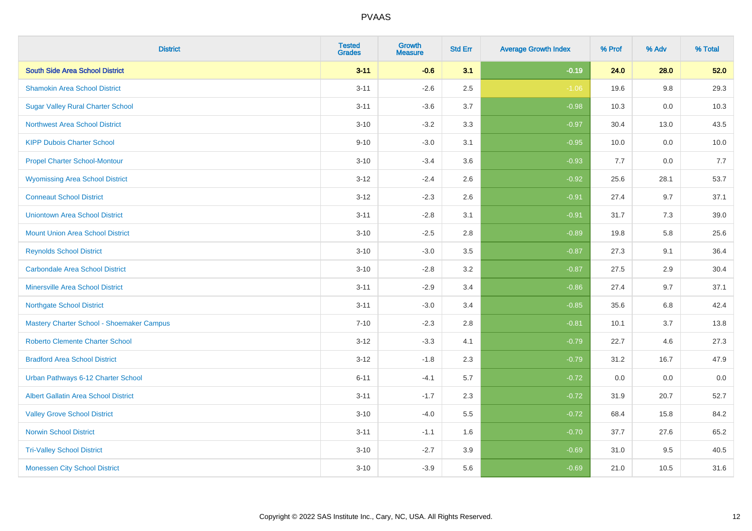# PVAAS

| District | Tested Grades | Growth Measure | Std Err | Average Growth Index | % Prof | % Adv | % Total |
|---|---|---|---|---|---|---|---|
| **South Side Area School District** | **3-11** | **-0.6** | **3.1** | **-0.19** | **24.0** | **28.0** | **52.0** |
| Shamokin Area School District | 3-11 | -2.6 | 2.5 | -1.06 | 19.6 | 9.8 | 29.3 |
| Sugar Valley Rural Charter School | 3-11 | -3.6 | 3.7 | -0.98 | 10.3 | 0.0 | 10.3 |
| Northwest Area School District | 3-10 | -3.2 | 3.3 | -0.97 | 30.4 | 13.0 | 43.5 |
| KIPP Dubois Charter School | 9-10 | -3.0 | 3.1 | -0.95 | 10.0 | 0.0 | 10.0 |
| Propel Charter School-Montour | 3-10 | -3.4 | 3.6 | -0.93 | 7.7 | 0.0 | 7.7 |
| Wyomissing Area School District | 3-12 | -2.4 | 2.6 | -0.92 | 25.6 | 28.1 | 53.7 |
| Conneaut School District | 3-12 | -2.3 | 2.6 | -0.91 | 27.4 | 9.7 | 37.1 |
| Uniontown Area School District | 3-11 | -2.8 | 3.1 | -0.91 | 31.7 | 7.3 | 39.0 |
| Mount Union Area School District | 3-10 | -2.5 | 2.8 | -0.89 | 19.8 | 5.8 | 25.6 |
| Reynolds School District | 3-10 | -3.0 | 3.5 | -0.87 | 27.3 | 9.1 | 36.4 |
| Carbondale Area School District | 3-10 | -2.8 | 3.2 | -0.87 | 27.5 | 2.9 | 30.4 |
| Minersville Area School District | 3-11 | -2.9 | 3.4 | -0.86 | 27.4 | 9.7 | 37.1 |
| Northgate School District | 3-11 | -3.0 | 3.4 | -0.85 | 35.6 | 6.8 | 42.4 |
| Mastery Charter School - Shoemaker Campus | 7-10 | -2.3 | 2.8 | -0.81 | 10.1 | 3.7 | 13.8 |
| Roberto Clemente Charter School | 3-12 | -3.3 | 4.1 | -0.79 | 22.7 | 4.6 | 27.3 |
| Bradford Area School District | 3-12 | -1.8 | 2.3 | -0.79 | 31.2 | 16.7 | 47.9 |
| Urban Pathways 6-12 Charter School | 6-11 | -4.1 | 5.7 | -0.72 | 0.0 | 0.0 | 0.0 |
| Albert Gallatin Area School District | 3-11 | -1.7 | 2.3 | -0.72 | 31.9 | 20.7 | 52.7 |
| Valley Grove School District | 3-10 | -4.0 | 5.5 | -0.72 | 68.4 | 15.8 | 84.2 |
| Norwin School District | 3-11 | -1.1 | 1.6 | -0.70 | 37.7 | 27.6 | 65.2 |
| Tri-Valley School District | 3-10 | -2.7 | 3.9 | -0.69 | 31.0 | 9.5 | 40.5 |
| Monessen City School District | 3-10 | -3.9 | 5.6 | -0.69 | 21.0 | 10.5 | 31.6 |

Copyright © 2022 SAS Institute Inc., Cary, NC, USA. All Rights Reserved.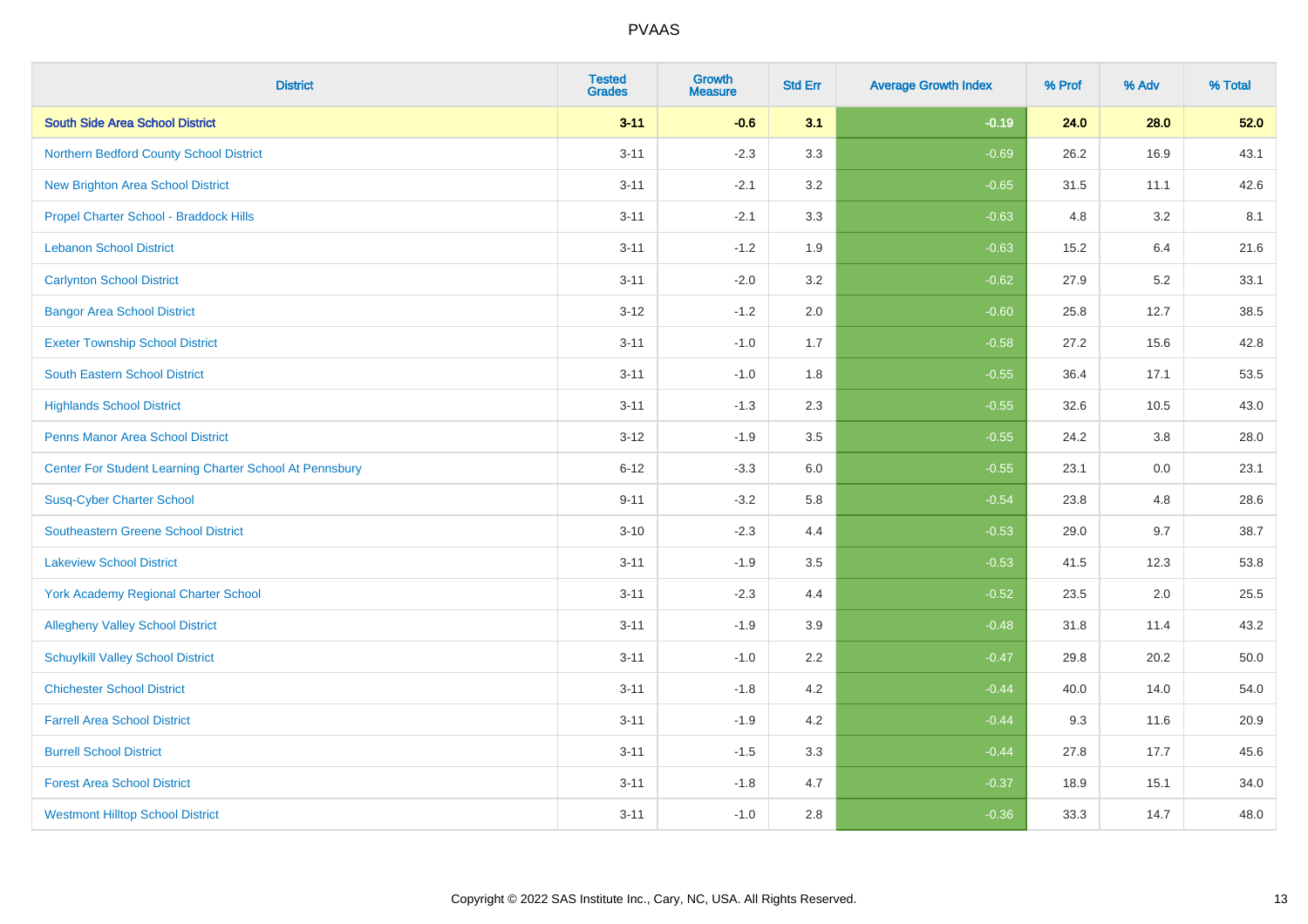# PVAAS

| District | Tested Grades | Growth Measure | Std Err | Average Growth Index | % Prof | % Adv | % Total |
|---|---|---|---|---|---|---|---|
| **South Side Area School District** | **3-11** | **-0.6** | **3.1** | **-0.19** | **24.0** | **28.0** | **52.0** |
| Northern Bedford County School District | 3-11 | -2.3 | 3.3 | -0.69 | 26.2 | 16.9 | 43.1 |
| New Brighton Area School District | 3-11 | -2.1 | 3.2 | -0.65 | 31.5 | 11.1 | 42.6 |
| Propel Charter School - Braddock Hills | 3-11 | -2.1 | 3.3 | -0.63 | 4.8 | 3.2 | 8.1 |
| Lebanon School District | 3-11 | -1.2 | 1.9 | -0.63 | 15.2 | 6.4 | 21.6 |
| Carlynton School District | 3-11 | -2.0 | 3.2 | -0.62 | 27.9 | 5.2 | 33.1 |
| Bangor Area School District | 3-12 | -1.2 | 2.0 | -0.60 | 25.8 | 12.7 | 38.5 |
| Exeter Township School District | 3-11 | -1.0 | 1.7 | -0.58 | 27.2 | 15.6 | 42.8 |
| South Eastern School District | 3-11 | -1.0 | 1.8 | -0.55 | 36.4 | 17.1 | 53.5 |
| Highlands School District | 3-11 | -1.3 | 2.3 | -0.55 | 32.6 | 10.5 | 43.0 |
| Penns Manor Area School District | 3-12 | -1.9 | 3.5 | -0.55 | 24.2 | 3.8 | 28.0 |
| Center For Student Learning Charter School At Pennsbury | 6-12 | -3.3 | 6.0 | -0.55 | 23.1 | 0.0 | 23.1 |
| Susq-Cyber Charter School | 9-11 | -3.2 | 5.8 | -0.54 | 23.8 | 4.8 | 28.6 |
| Southeastern Greene School District | 3-10 | -2.3 | 4.4 | -0.53 | 29.0 | 9.7 | 38.7 |
| Lakeview School District | 3-11 | -1.9 | 3.5 | -0.53 | 41.5 | 12.3 | 53.8 |
| York Academy Regional Charter School | 3-11 | -2.3 | 4.4 | -0.52 | 23.5 | 2.0 | 25.5 |
| Allegheny Valley School District | 3-11 | -1.9 | 3.9 | -0.48 | 31.8 | 11.4 | 43.2 |
| Schuylkill Valley School District | 3-11 | -1.0 | 2.2 | -0.47 | 29.8 | 20.2 | 50.0 |
| Chichester School District | 3-11 | -1.8 | 4.2 | -0.44 | 40.0 | 14.0 | 54.0 |
| Farrell Area School District | 3-11 | -1.9 | 4.2 | -0.44 | 9.3 | 11.6 | 20.9 |
| Burrell School District | 3-11 | -1.5 | 3.3 | -0.44 | 27.8 | 17.7 | 45.6 |
| Forest Area School District | 3-11 | -1.8 | 4.7 | -0.37 | 18.9 | 15.1 | 34.0 |
| Westmont Hilltop School District | 3-11 | -1.0 | 2.8 | -0.36 | 33.3 | 14.7 | 48.0 |

Copyright © 2022 SAS Institute Inc., Cary, NC, USA. All Rights Reserved.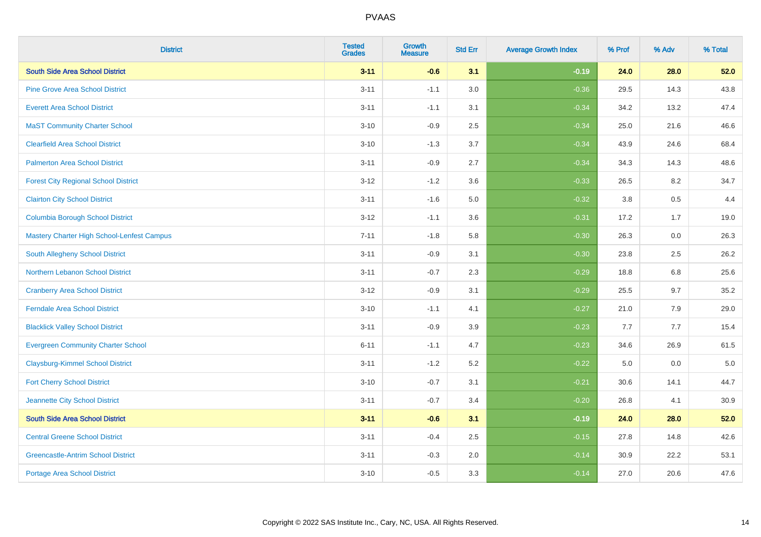# PVAAS

| District | Tested Grades | Growth Measure | Std Err | Average Growth Index | % Prof | % Adv | % Total |
|---|---|---|---|---|---|---|---|
| **South Side Area School District** | **3-11** | **-0.6** | **3.1** | **-0.19** | **24.0** | **28.0** | **52.0** |
| Pine Grove Area School District | 3-11 | -1.1 | 3.0 | -0.36 | 29.5 | 14.3 | 43.8 |
| Everett Area School District | 3-11 | -1.1 | 3.1 | -0.34 | 34.2 | 13.2 | 47.4 |
| MaST Community Charter School | 3-10 | -0.9 | 2.5 | -0.34 | 25.0 | 21.6 | 46.6 |
| Clearfield Area School District | 3-10 | -1.3 | 3.7 | -0.34 | 43.9 | 24.6 | 68.4 |
| Palmerton Area School District | 3-11 | -0.9 | 2.7 | -0.34 | 34.3 | 14.3 | 48.6 |
| Forest City Regional School District | 3-12 | -1.2 | 3.6 | -0.33 | 26.5 | 8.2 | 34.7 |
| Clairton City School District | 3-11 | -1.6 | 5.0 | -0.32 | 3.8 | 0.5 | 4.4 |
| Columbia Borough School District | 3-12 | -1.1 | 3.6 | -0.31 | 17.2 | 1.7 | 19.0 |
| Mastery Charter High School-Lenfest Campus | 7-11 | -1.8 | 5.8 | -0.30 | 26.3 | 0.0 | 26.3 |
| South Allegheny School District | 3-11 | -0.9 | 3.1 | -0.30 | 23.8 | 2.5 | 26.2 |
| Northern Lebanon School District | 3-11 | -0.7 | 2.3 | -0.29 | 18.8 | 6.8 | 25.6 |
| Cranberry Area School District | 3-12 | -0.9 | 3.1 | -0.29 | 25.5 | 9.7 | 35.2 |
| Ferndale Area School District | 3-10 | -1.1 | 4.1 | -0.27 | 21.0 | 7.9 | 29.0 |
| Blacklick Valley School District | 3-11 | -0.9 | 3.9 | -0.23 | 7.7 | 7.7 | 15.4 |
| Evergreen Community Charter School | 6-11 | -1.1 | 4.7 | -0.23 | 34.6 | 26.9 | 61.5 |
| Claysburg-Kimmel School District | 3-11 | -1.2 | 5.2 | -0.22 | 5.0 | 0.0 | 5.0 |
| Fort Cherry School District | 3-10 | -0.7 | 3.1 | -0.21 | 30.6 | 14.1 | 44.7 |
| Jeannette City School District | 3-11 | -0.7 | 3.4 | -0.20 | 26.8 | 4.1 | 30.9 |
| **South Side Area School District** | **3-11** | **-0.6** | **3.1** | **-0.19** | **24.0** | **28.0** | **52.0** |
| Central Greene School District | 3-11 | -0.4 | 2.5 | -0.15 | 27.8 | 14.8 | 42.6 |
| Greencastle-Antrim School District | 3-11 | -0.3 | 2.0 | -0.14 | 30.9 | 22.2 | 53.1 |
| Portage Area School District | 3-10 | -0.5 | 3.3 | -0.14 | 27.0 | 20.6 | 47.6 |

Copyright © 2022 SAS Institute Inc., Cary, NC, USA. All Rights Reserved.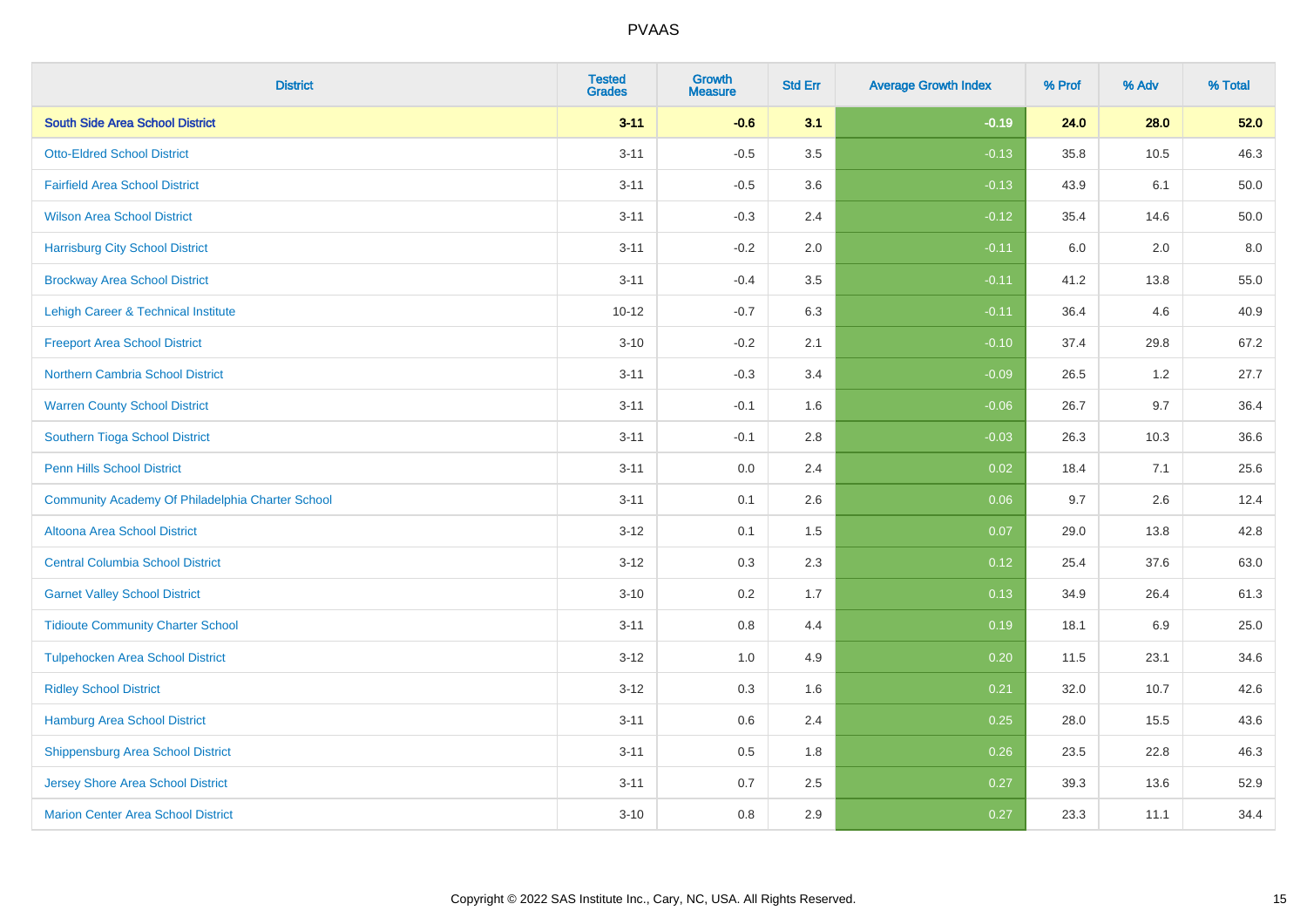| District | Tested Grades | Growth Measure | Std Err | Average Growth Index | % Prof | % Adv | % Total |
| --- | --- | --- | --- | --- | --- | --- | --- |
| **South Side Area School District** | **3-11** | **-0.6** | **3.1** | **-0.19** | **24.0** | **28.0** | **52.0** |
| Otto-Eldred School District | 3-11 | -0.5 | 3.5 | -0.13 | 35.8 | 10.5 | 46.3 |
| Fairfield Area School District | 3-11 | -0.5 | 3.6 | -0.13 | 43.9 | 6.1 | 50.0 |
| Wilson Area School District | 3-11 | -0.3 | 2.4 | -0.12 | 35.4 | 14.6 | 50.0 |
| Harrisburg City School District | 3-11 | -0.2 | 2.0 | -0.11 | 6.0 | 2.0 | 8.0 |
| Brockway Area School District | 3-11 | -0.4 | 3.5 | -0.11 | 41.2 | 13.8 | 55.0 |
| Lehigh Career & Technical Institute | 10-12 | -0.7 | 6.3 | -0.11 | 36.4 | 4.6 | 40.9 |
| Freeport Area School District | 3-10 | -0.2 | 2.1 | -0.10 | 37.4 | 29.8 | 67.2 |
| Northern Cambria School District | 3-11 | -0.3 | 3.4 | -0.09 | 26.5 | 1.2 | 27.7 |
| Warren County School District | 3-11 | -0.1 | 1.6 | -0.06 | 26.7 | 9.7 | 36.4 |
| Southern Tioga School District | 3-11 | -0.1 | 2.8 | -0.03 | 26.3 | 10.3 | 36.6 |
| Penn Hills School District | 3-11 | 0.0 | 2.4 | 0.02 | 18.4 | 7.1 | 25.6 |
| Community Academy Of Philadelphia Charter School | 3-11 | 0.1 | 2.6 | 0.06 | 9.7 | 2.6 | 12.4 |
| Altoona Area School District | 3-12 | 0.1 | 1.5 | 0.07 | 29.0 | 13.8 | 42.8 |
| Central Columbia School District | 3-12 | 0.3 | 2.3 | 0.12 | 25.4 | 37.6 | 63.0 |
| Garnet Valley School District | 3-10 | 0.2 | 1.7 | 0.13 | 34.9 | 26.4 | 61.3 |
| Tidioute Community Charter School | 3-11 | 0.8 | 4.4 | 0.19 | 18.1 | 6.9 | 25.0 |
| Tulpehocken Area School District | 3-12 | 1.0 | 4.9 | 0.20 | 11.5 | 23.1 | 34.6 |
| Ridley School District | 3-12 | 0.3 | 1.6 | 0.21 | 32.0 | 10.7 | 42.6 |
| Hamburg Area School District | 3-11 | 0.6 | 2.4 | 0.25 | 28.0 | 15.5 | 43.6 |
| Shippensburg Area School District | 3-11 | 0.5 | 1.8 | 0.26 | 23.5 | 22.8 | 46.3 |
| Jersey Shore Area School District | 3-11 | 0.7 | 2.5 | 0.27 | 39.3 | 13.6 | 52.9 |
| Marion Center Area School District | 3-10 | 0.8 | 2.9 | 0.27 | 23.3 | 11.1 | 34.4 |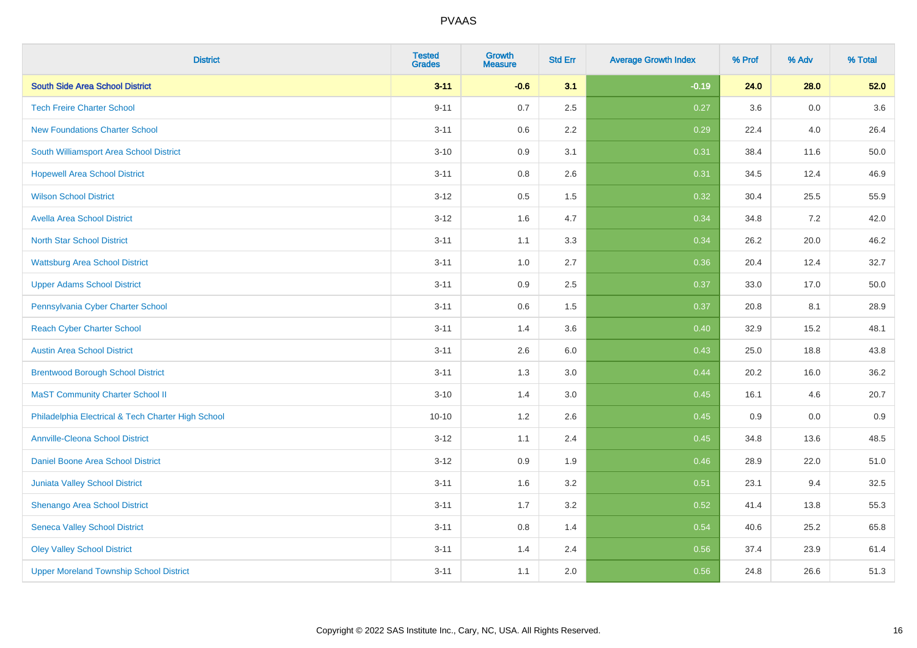# PVAAS

| District | Tested Grades | Growth Measure | Std Err | Average Growth Index | % Prof | % Adv | % Total |
|---|---|---|---|---|---|---|---|
| **South Side Area School District** | **3-11** | **-0.6** | **3.1** | **-0.19** | **24.0** | **28.0** | **52.0** |
| Tech Freire Charter School | 9-11 | 0.7 | 2.5 | 0.27 | 3.6 | 0.0 | 3.6 |
| New Foundations Charter School | 3-11 | 0.6 | 2.2 | 0.29 | 22.4 | 4.0 | 26.4 |
| South Williamsport Area School District | 3-10 | 0.9 | 3.1 | 0.31 | 38.4 | 11.6 | 50.0 |
| Hopewell Area School District | 3-11 | 0.8 | 2.6 | 0.31 | 34.5 | 12.4 | 46.9 |
| Wilson School District | 3-12 | 0.5 | 1.5 | 0.32 | 30.4 | 25.5 | 55.9 |
| Avella Area School District | 3-12 | 1.6 | 4.7 | 0.34 | 34.8 | 7.2 | 42.0 |
| North Star School District | 3-11 | 1.1 | 3.3 | 0.34 | 26.2 | 20.0 | 46.2 |
| Wattsburg Area School District | 3-11 | 1.0 | 2.7 | 0.36 | 20.4 | 12.4 | 32.7 |
| Upper Adams School District | 3-11 | 0.9 | 2.5 | 0.37 | 33.0 | 17.0 | 50.0 |
| Pennsylvania Cyber Charter School | 3-11 | 0.6 | 1.5 | 0.37 | 20.8 | 8.1 | 28.9 |
| Reach Cyber Charter School | 3-11 | 1.4 | 3.6 | 0.40 | 32.9 | 15.2 | 48.1 |
| Austin Area School District | 3-11 | 2.6 | 6.0 | 0.43 | 25.0 | 18.8 | 43.8 |
| Brentwood Borough School District | 3-11 | 1.3 | 3.0 | 0.44 | 20.2 | 16.0 | 36.2 |
| MaST Community Charter School II | 3-10 | 1.4 | 3.0 | 0.45 | 16.1 | 4.6 | 20.7 |
| Philadelphia Electrical & Tech Charter High School | 10-10 | 1.2 | 2.6 | 0.45 | 0.9 | 0.0 | 0.9 |
| Annville-Cleona School District | 3-12 | 1.1 | 2.4 | 0.45 | 34.8 | 13.6 | 48.5 |
| Daniel Boone Area School District | 3-12 | 0.9 | 1.9 | 0.46 | 28.9 | 22.0 | 51.0 |
| Juniata Valley School District | 3-11 | 1.6 | 3.2 | 0.51 | 23.1 | 9.4 | 32.5 |
| Shenango Area School District | 3-11 | 1.7 | 3.2 | 0.52 | 41.4 | 13.8 | 55.3 |
| Seneca Valley School District | 3-11 | 0.8 | 1.4 | 0.54 | 40.6 | 25.2 | 65.8 |
| Oley Valley School District | 3-11 | 1.4 | 2.4 | 0.56 | 37.4 | 23.9 | 61.4 |
| Upper Moreland Township School District | 3-11 | 1.1 | 2.0 | 0.56 | 24.8 | 26.6 | 51.3 |

Copyright © 2022 SAS Institute Inc., Cary, NC, USA. All Rights Reserved.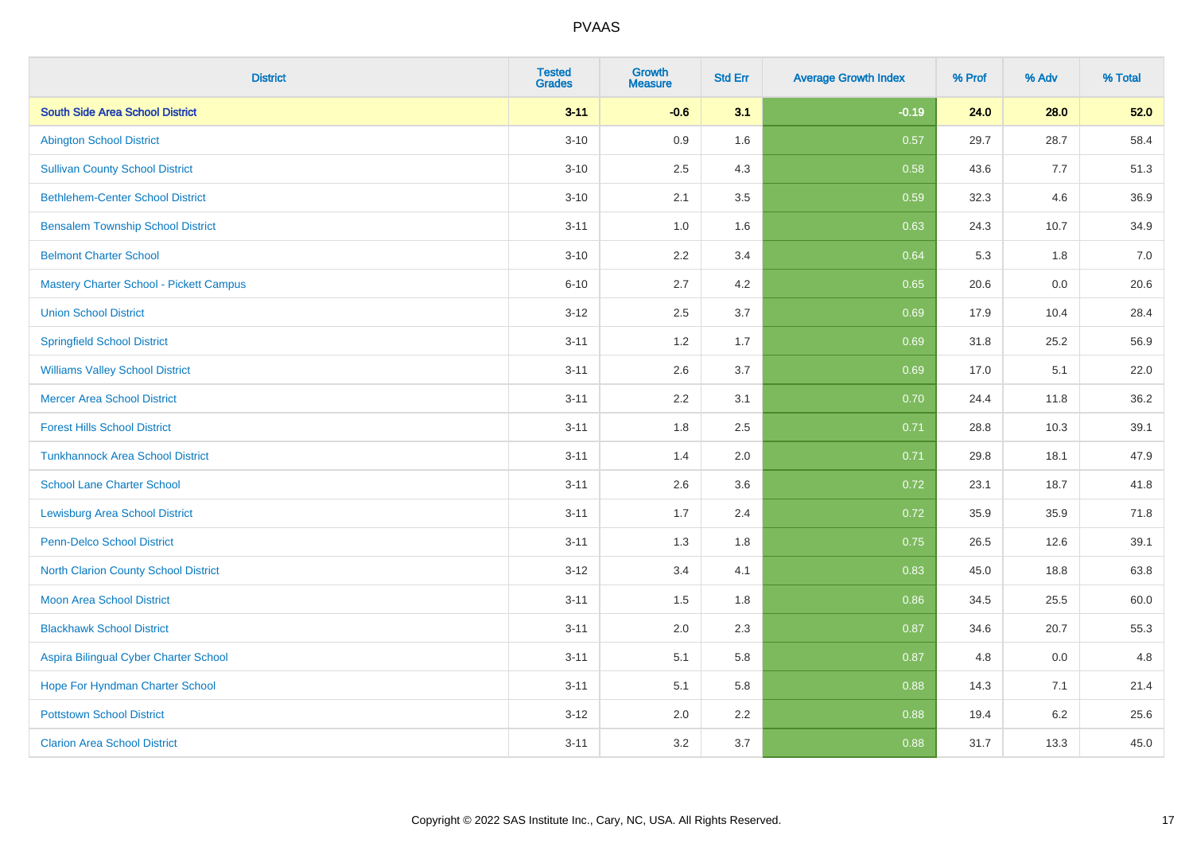| District | Tested Grades | Growth Measure | Std Err | Average Growth Index | % Prof | % Adv | % Total |
|---|---|---|---|---|---|---|---|
| **South Side Area School District** | **3-11** | **-0.6** | **3.1** | **-0.19** | **24.0** | **28.0** | **52.0** |
| Abington School District | 3-10 | 0.9 | 1.6 | 0.57 | 29.7 | 28.7 | 58.4 |
| Sullivan County School District | 3-10 | 2.5 | 4.3 | 0.58 | 43.6 | 7.7 | 51.3 |
| Bethlehem-Center School District | 3-10 | 2.1 | 3.5 | 0.59 | 32.3 | 4.6 | 36.9 |
| Bensalem Township School District | 3-11 | 1.0 | 1.6 | 0.63 | 24.3 | 10.7 | 34.9 |
| Belmont Charter School | 3-10 | 2.2 | 3.4 | 0.64 | 5.3 | 1.8 | 7.0 |
| Mastery Charter School - Pickett Campus | 6-10 | 2.7 | 4.2 | 0.65 | 20.6 | 0.0 | 20.6 |
| Union School District | 3-12 | 2.5 | 3.7 | 0.69 | 17.9 | 10.4 | 28.4 |
| Springfield School District | 3-11 | 1.2 | 1.7 | 0.69 | 31.8 | 25.2 | 56.9 |
| Williams Valley School District | 3-11 | 2.6 | 3.7 | 0.69 | 17.0 | 5.1 | 22.0 |
| Mercer Area School District | 3-11 | 2.2 | 3.1 | 0.70 | 24.4 | 11.8 | 36.2 |
| Forest Hills School District | 3-11 | 1.8 | 2.5 | 0.71 | 28.8 | 10.3 | 39.1 |
| Tunkhannock Area School District | 3-11 | 1.4 | 2.0 | 0.71 | 29.8 | 18.1 | 47.9 |
| School Lane Charter School | 3-11 | 2.6 | 3.6 | 0.72 | 23.1 | 18.7 | 41.8 |
| Lewisburg Area School District | 3-11 | 1.7 | 2.4 | 0.72 | 35.9 | 35.9 | 71.8 |
| Penn-Delco School District | 3-11 | 1.3 | 1.8 | 0.75 | 26.5 | 12.6 | 39.1 |
| North Clarion County School District | 3-12 | 3.4 | 4.1 | 0.83 | 45.0 | 18.8 | 63.8 |
| Moon Area School District | 3-11 | 1.5 | 1.8 | 0.86 | 34.5 | 25.5 | 60.0 |
| Blackhawk School District | 3-11 | 2.0 | 2.3 | 0.87 | 34.6 | 20.7 | 55.3 |
| Aspira Bilingual Cyber Charter School | 3-11 | 5.1 | 5.8 | 0.87 | 4.8 | 0.0 | 4.8 |
| Hope For Hyndman Charter School | 3-11 | 5.1 | 5.8 | 0.88 | 14.3 | 7.1 | 21.4 |
| Pottstown School District | 3-12 | 2.0 | 2.2 | 0.88 | 19.4 | 6.2 | 25.6 |
| Clarion Area School District | 3-11 | 3.2 | 3.7 | 0.88 | 31.7 | 13.3 | 45.0 |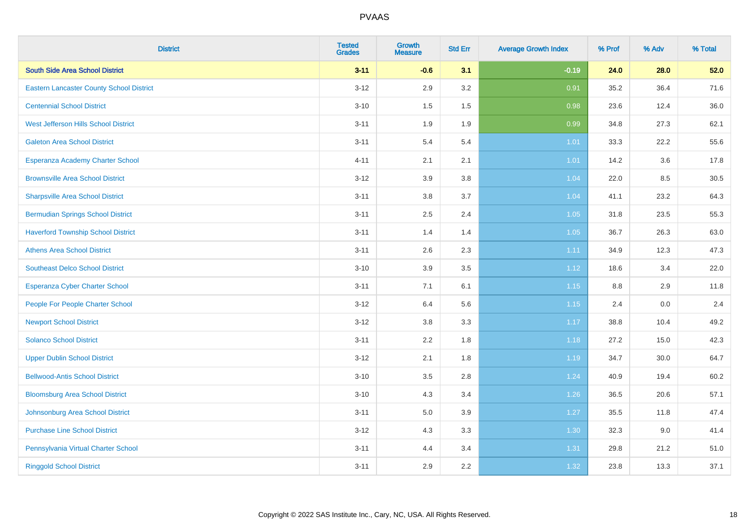| District | Tested Grades | Growth Measure | Std Err | Average Growth Index | % Prof | % Adv | % Total |
|---|---|---|---|---|---|---|---|
| **South Side Area School District** | **3-11** | **-0.6** | **3.1** | **-0.19** | **24.0** | **28.0** | **52.0** |
| Eastern Lancaster County School District | 3-12 | 2.9 | 3.2 | 0.91 | 35.2 | 36.4 | 71.6 |
| Centennial School District | 3-10 | 1.5 | 1.5 | 0.98 | 23.6 | 12.4 | 36.0 |
| West Jefferson Hills School District | 3-11 | 1.9 | 1.9 | 0.99 | 34.8 | 27.3 | 62.1 |
| Galeton Area School District | 3-11 | 5.4 | 5.4 | 1.01 | 33.3 | 22.2 | 55.6 |
| Esperanza Academy Charter School | 4-11 | 2.1 | 2.1 | 1.01 | 14.2 | 3.6 | 17.8 |
| Brownsville Area School District | 3-12 | 3.9 | 3.8 | 1.04 | 22.0 | 8.5 | 30.5 |
| Sharpsville Area School District | 3-11 | 3.8 | 3.7 | 1.04 | 41.1 | 23.2 | 64.3 |
| Bermudian Springs School District | 3-11 | 2.5 | 2.4 | 1.05 | 31.8 | 23.5 | 55.3 |
| Haverford Township School District | 3-11 | 1.4 | 1.4 | 1.05 | 36.7 | 26.3 | 63.0 |
| Athens Area School District | 3-11 | 2.6 | 2.3 | 1.11 | 34.9 | 12.3 | 47.3 |
| Southeast Delco School District | 3-10 | 3.9 | 3.5 | 1.12 | 18.6 | 3.4 | 22.0 |
| Esperanza Cyber Charter School | 3-11 | 7.1 | 6.1 | 1.15 | 8.8 | 2.9 | 11.8 |
| People For People Charter School | 3-12 | 6.4 | 5.6 | 1.15 | 2.4 | 0.0 | 2.4 |
| Newport School District | 3-12 | 3.8 | 3.3 | 1.17 | 38.8 | 10.4 | 49.2 |
| Solanco School District | 3-11 | 2.2 | 1.8 | 1.18 | 27.2 | 15.0 | 42.3 |
| Upper Dublin School District | 3-12 | 2.1 | 1.8 | 1.19 | 34.7 | 30.0 | 64.7 |
| Bellwood-Antis School District | 3-10 | 3.5 | 2.8 | 1.24 | 40.9 | 19.4 | 60.2 |
| Bloomsburg Area School District | 3-10 | 4.3 | 3.4 | 1.26 | 36.5 | 20.6 | 57.1 |
| Johnsonburg Area School District | 3-11 | 5.0 | 3.9 | 1.27 | 35.5 | 11.8 | 47.4 |
| Purchase Line School District | 3-12 | 4.3 | 3.3 | 1.30 | 32.3 | 9.0 | 41.4 |
| Pennsylvania Virtual Charter School | 3-11 | 4.4 | 3.4 | 1.31 | 29.8 | 21.2 | 51.0 |
| Ringgold School District | 3-11 | 2.9 | 2.2 | 1.32 | 23.8 | 13.3 | 37.1 |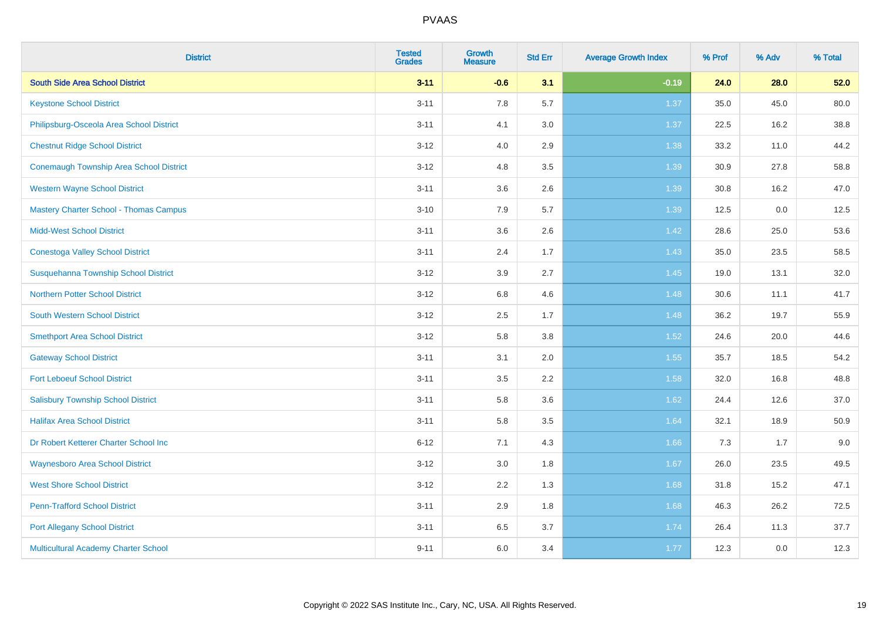| District | Tested Grades | Growth Measure | Std Err | Average Growth Index | % Prof | % Adv | % Total |
|---|---|---|---|---|---|---|---|
| **South Side Area School District** | **3-11** | **-0.6** | **3.1** | **-0.19** | **24.0** | **28.0** | **52.0** |
| Keystone School District | 3-11 | 7.8 | 5.7 | 1.37 | 35.0 | 45.0 | 80.0 |
| Philipsburg-Osceola Area School District | 3-11 | 4.1 | 3.0 | 1.37 | 22.5 | 16.2 | 38.8 |
| Chestnut Ridge School District | 3-12 | 4.0 | 2.9 | 1.38 | 33.2 | 11.0 | 44.2 |
| Conemaugh Township Area School District | 3-12 | 4.8 | 3.5 | 1.39 | 30.9 | 27.8 | 58.8 |
| Western Wayne School District | 3-11 | 3.6 | 2.6 | 1.39 | 30.8 | 16.2 | 47.0 |
| Mastery Charter School - Thomas Campus | 3-10 | 7.9 | 5.7 | 1.39 | 12.5 | 0.0 | 12.5 |
| Midd-West School District | 3-11 | 3.6 | 2.6 | 1.42 | 28.6 | 25.0 | 53.6 |
| Conestoga Valley School District | 3-11 | 2.4 | 1.7 | 1.43 | 35.0 | 23.5 | 58.5 |
| Susquehanna Township School District | 3-12 | 3.9 | 2.7 | 1.45 | 19.0 | 13.1 | 32.0 |
| Northern Potter School District | 3-12 | 6.8 | 4.6 | 1.48 | 30.6 | 11.1 | 41.7 |
| South Western School District | 3-12 | 2.5 | 1.7 | 1.48 | 36.2 | 19.7 | 55.9 |
| Smethport Area School District | 3-12 | 5.8 | 3.8 | 1.52 | 24.6 | 20.0 | 44.6 |
| Gateway School District | 3-11 | 3.1 | 2.0 | 1.55 | 35.7 | 18.5 | 54.2 |
| Fort Leboeuf School District | 3-11 | 3.5 | 2.2 | 1.58 | 32.0 | 16.8 | 48.8 |
| Salisbury Township School District | 3-11 | 5.8 | 3.6 | 1.62 | 24.4 | 12.6 | 37.0 |
| Halifax Area School District | 3-11 | 5.8 | 3.5 | 1.64 | 32.1 | 18.9 | 50.9 |
| Dr Robert Ketterer Charter School Inc | 6-12 | 7.1 | 4.3 | 1.66 | 7.3 | 1.7 | 9.0 |
| Waynesboro Area School District | 3-12 | 3.0 | 1.8 | 1.67 | 26.0 | 23.5 | 49.5 |
| West Shore School District | 3-12 | 2.2 | 1.3 | 1.68 | 31.8 | 15.2 | 47.1 |
| Penn-Trafford School District | 3-11 | 2.9 | 1.8 | 1.68 | 46.3 | 26.2 | 72.5 |
| Port Allegany School District | 3-11 | 6.5 | 3.7 | 1.74 | 26.4 | 11.3 | 37.7 |
| Multicultural Academy Charter School | 9-11 | 6.0 | 3.4 | 1.77 | 12.3 | 0.0 | 12.3 |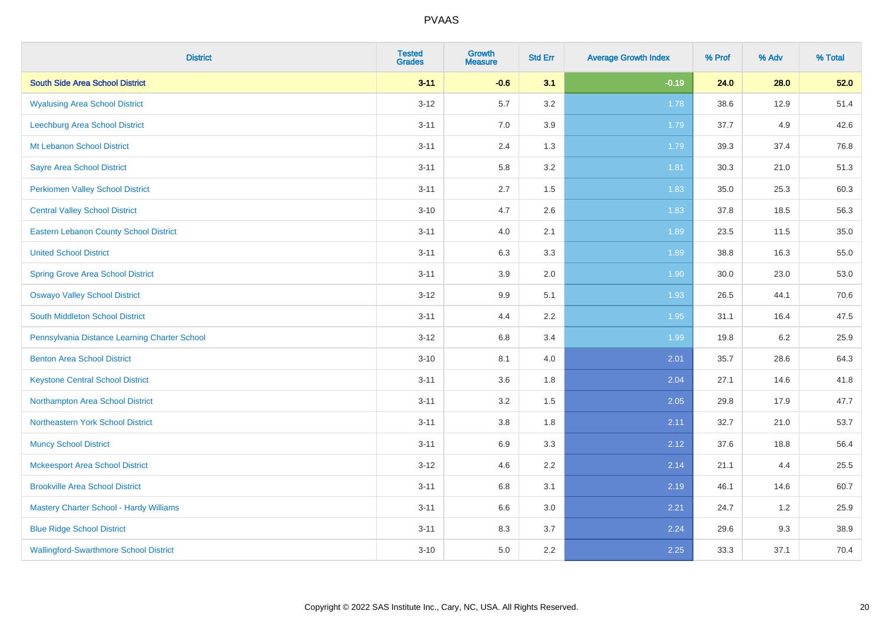| District | Tested Grades | Growth Measure | Std Err | Average Growth Index | % Prof | % Adv | % Total |
|---|---|---|---|---|---|---|---|
| **South Side Area School District** | **3-11** | **-0.6** | **3.1** | **-0.19** | **24.0** | **28.0** | **52.0** |
| Wyalusing Area School District | 3-12 | 5.7 | 3.2 | 1.78 | 38.6 | 12.9 | 51.4 |
| Leechburg Area School District | 3-11 | 7.0 | 3.9 | 1.79 | 37.7 | 4.9 | 42.6 |
| Mt Lebanon School District | 3-11 | 2.4 | 1.3 | 1.79 | 39.3 | 37.4 | 76.8 |
| Sayre Area School District | 3-11 | 5.8 | 3.2 | 1.81 | 30.3 | 21.0 | 51.3 |
| Perkiomen Valley School District | 3-11 | 2.7 | 1.5 | 1.83 | 35.0 | 25.3 | 60.3 |
| Central Valley School District | 3-10 | 4.7 | 2.6 | 1.83 | 37.8 | 18.5 | 56.3 |
| Eastern Lebanon County School District | 3-11 | 4.0 | 2.1 | 1.89 | 23.5 | 11.5 | 35.0 |
| United School District | 3-11 | 6.3 | 3.3 | 1.89 | 38.8 | 16.3 | 55.0 |
| Spring Grove Area School District | 3-11 | 3.9 | 2.0 | 1.90 | 30.0 | 23.0 | 53.0 |
| Oswayo Valley School District | 3-12 | 9.9 | 5.1 | 1.93 | 26.5 | 44.1 | 70.6 |
| South Middleton School District | 3-11 | 4.4 | 2.2 | 1.95 | 31.1 | 16.4 | 47.5 |
| Pennsylvania Distance Learning Charter School | 3-12 | 6.8 | 3.4 | 1.99 | 19.8 | 6.2 | 25.9 |
| Benton Area School District | 3-10 | 8.1 | 4.0 | 2.01 | 35.7 | 28.6 | 64.3 |
| Keystone Central School District | 3-11 | 3.6 | 1.8 | 2.04 | 27.1 | 14.6 | 41.8 |
| Northampton Area School District | 3-11 | 3.2 | 1.5 | 2.05 | 29.8 | 17.9 | 47.7 |
| Northeastern York School District | 3-11 | 3.8 | 1.8 | 2.11 | 32.7 | 21.0 | 53.7 |
| Muncy School District | 3-11 | 6.9 | 3.3 | 2.12 | 37.6 | 18.8 | 56.4 |
| Mckeesport Area School District | 3-12 | 4.6 | 2.2 | 2.14 | 21.1 | 4.4 | 25.5 |
| Brookville Area School District | 3-11 | 6.8 | 3.1 | 2.19 | 46.1 | 14.6 | 60.7 |
| Mastery Charter School - Hardy Williams | 3-11 | 6.6 | 3.0 | 2.21 | 24.7 | 1.2 | 25.9 |
| Blue Ridge School District | 3-11 | 8.3 | 3.7 | 2.24 | 29.6 | 9.3 | 38.9 |
| Wallingford-Swarthmore School District | 3-10 | 5.0 | 2.2 | 2.25 | 33.3 | 37.1 | 70.4 |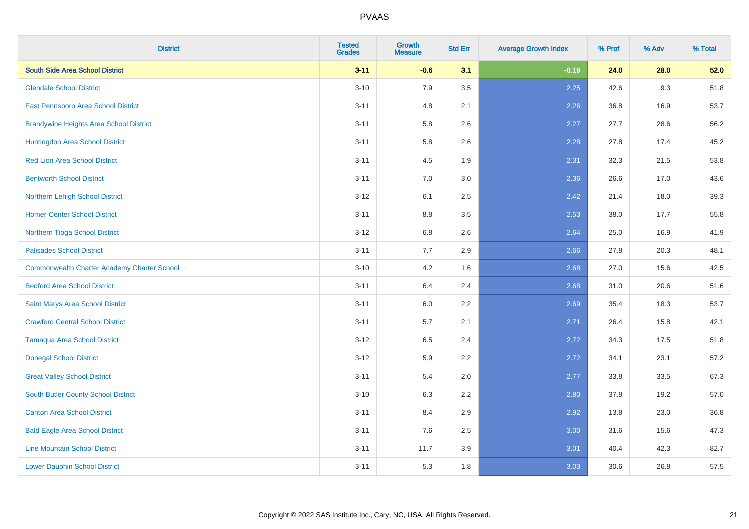| District | Tested Grades | Growth Measure | Std Err | Average Growth Index | % Prof | % Adv | % Total |
|---|---|---|---|---|---|---|---|
| **South Side Area School District** | **3-11** | **-0.6** | **3.1** | **-0.19** | **24.0** | **28.0** | **52.0** |
| Glendale School District | 3-10 | 7.9 | 3.5 | 2.25 | 42.6 | 9.3 | 51.8 |
| East Pennsboro Area School District | 3-11 | 4.8 | 2.1 | 2.26 | 36.8 | 16.9 | 53.7 |
| Brandywine Heights Area School District | 3-11 | 5.8 | 2.6 | 2.27 | 27.7 | 28.6 | 56.2 |
| Huntingdon Area School District | 3-11 | 5.8 | 2.6 | 2.28 | 27.8 | 17.4 | 45.2 |
| Red Lion Area School District | 3-11 | 4.5 | 1.9 | 2.31 | 32.3 | 21.5 | 53.8 |
| Bentworth School District | 3-11 | 7.0 | 3.0 | 2.36 | 26.6 | 17.0 | 43.6 |
| Northern Lehigh School District | 3-12 | 6.1 | 2.5 | 2.42 | 21.4 | 18.0 | 39.3 |
| Homer-Center School District | 3-11 | 8.8 | 3.5 | 2.53 | 38.0 | 17.7 | 55.8 |
| Northern Tioga School District | 3-12 | 6.8 | 2.6 | 2.64 | 25.0 | 16.9 | 41.9 |
| Palisades School District | 3-11 | 7.7 | 2.9 | 2.66 | 27.8 | 20.3 | 48.1 |
| Commonwealth Charter Academy Charter School | 3-10 | 4.2 | 1.6 | 2.68 | 27.0 | 15.6 | 42.5 |
| Bedford Area School District | 3-11 | 6.4 | 2.4 | 2.68 | 31.0 | 20.6 | 51.6 |
| Saint Marys Area School District | 3-11 | 6.0 | 2.2 | 2.69 | 35.4 | 18.3 | 53.7 |
| Crawford Central School District | 3-11 | 5.7 | 2.1 | 2.71 | 26.4 | 15.8 | 42.1 |
| Tamaqua Area School District | 3-12 | 6.5 | 2.4 | 2.72 | 34.3 | 17.5 | 51.8 |
| Donegal School District | 3-12 | 5.9 | 2.2 | 2.72 | 34.1 | 23.1 | 57.2 |
| Great Valley School District | 3-11 | 5.4 | 2.0 | 2.77 | 33.8 | 33.5 | 67.3 |
| South Butler County School District | 3-10 | 6.3 | 2.2 | 2.80 | 37.8 | 19.2 | 57.0 |
| Canton Area School District | 3-11 | 8.4 | 2.9 | 2.92 | 13.8 | 23.0 | 36.8 |
| Bald Eagle Area School District | 3-11 | 7.6 | 2.5 | 3.00 | 31.6 | 15.6 | 47.3 |
| Line Mountain School District | 3-11 | 11.7 | 3.9 | 3.01 | 40.4 | 42.3 | 82.7 |
| Lower Dauphin School District | 3-11 | 5.3 | 1.8 | 3.03 | 30.6 | 26.8 | 57.5 |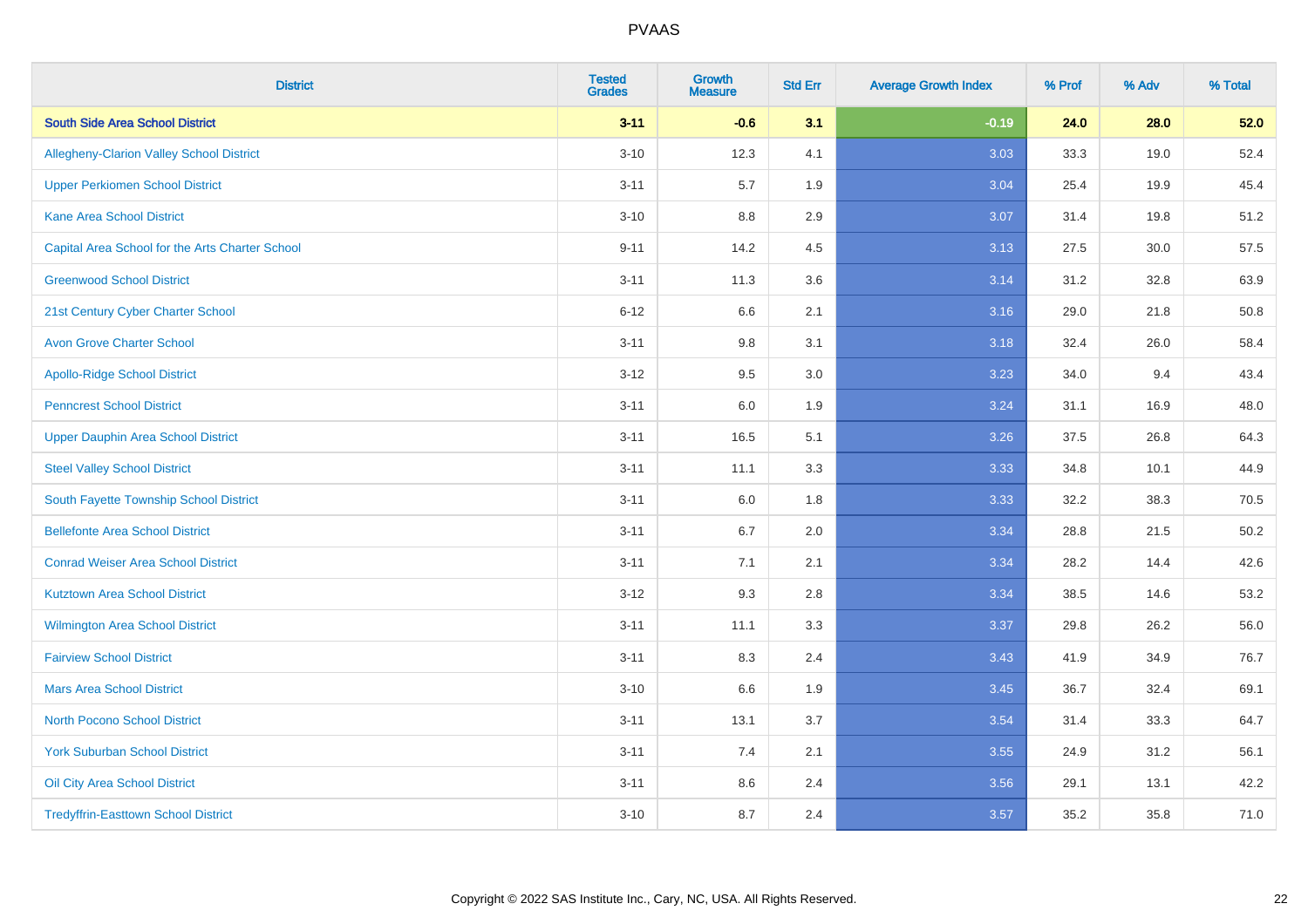| District | Tested Grades | Growth Measure | Std Err | Average Growth Index | % Prof | % Adv | % Total |
|---|---|---|---|---|---|---|---|
| **South Side Area School District** | **3-11** | **-0.6** | **3.1** | **-0.19** | **24.0** | **28.0** | **52.0** |
| Allegheny-Clarion Valley School District | 3-10 | 12.3 | 4.1 | 3.03 | 33.3 | 19.0 | 52.4 |
| Upper Perkiomen School District | 3-11 | 5.7 | 1.9 | 3.04 | 25.4 | 19.9 | 45.4 |
| Kane Area School District | 3-10 | 8.8 | 2.9 | 3.07 | 31.4 | 19.8 | 51.2 |
| Capital Area School for the Arts Charter School | 9-11 | 14.2 | 4.5 | 3.13 | 27.5 | 30.0 | 57.5 |
| Greenwood School District | 3-11 | 11.3 | 3.6 | 3.14 | 31.2 | 32.8 | 63.9 |
| 21st Century Cyber Charter School | 6-12 | 6.6 | 2.1 | 3.16 | 29.0 | 21.8 | 50.8 |
| Avon Grove Charter School | 3-11 | 9.8 | 3.1 | 3.18 | 32.4 | 26.0 | 58.4 |
| Apollo-Ridge School District | 3-12 | 9.5 | 3.0 | 3.23 | 34.0 | 9.4 | 43.4 |
| Penncrest School District | 3-11 | 6.0 | 1.9 | 3.24 | 31.1 | 16.9 | 48.0 |
| Upper Dauphin Area School District | 3-11 | 16.5 | 5.1 | 3.26 | 37.5 | 26.8 | 64.3 |
| Steel Valley School District | 3-11 | 11.1 | 3.3 | 3.33 | 34.8 | 10.1 | 44.9 |
| South Fayette Township School District | 3-11 | 6.0 | 1.8 | 3.33 | 32.2 | 38.3 | 70.5 |
| Bellefonte Area School District | 3-11 | 6.7 | 2.0 | 3.34 | 28.8 | 21.5 | 50.2 |
| Conrad Weiser Area School District | 3-11 | 7.1 | 2.1 | 3.34 | 28.2 | 14.4 | 42.6 |
| Kutztown Area School District | 3-12 | 9.3 | 2.8 | 3.34 | 38.5 | 14.6 | 53.2 |
| Wilmington Area School District | 3-11 | 11.1 | 3.3 | 3.37 | 29.8 | 26.2 | 56.0 |
| Fairview School District | 3-11 | 8.3 | 2.4 | 3.43 | 41.9 | 34.9 | 76.7 |
| Mars Area School District | 3-10 | 6.6 | 1.9 | 3.45 | 36.7 | 32.4 | 69.1 |
| North Pocono School District | 3-11 | 13.1 | 3.7 | 3.54 | 31.4 | 33.3 | 64.7 |
| York Suburban School District | 3-11 | 7.4 | 2.1 | 3.55 | 24.9 | 31.2 | 56.1 |
| Oil City Area School District | 3-11 | 8.6 | 2.4 | 3.56 | 29.1 | 13.1 | 42.2 |
| Tredyffrin-Easttown School District | 3-10 | 8.7 | 2.4 | 3.57 | 35.2 | 35.8 | 71.0 |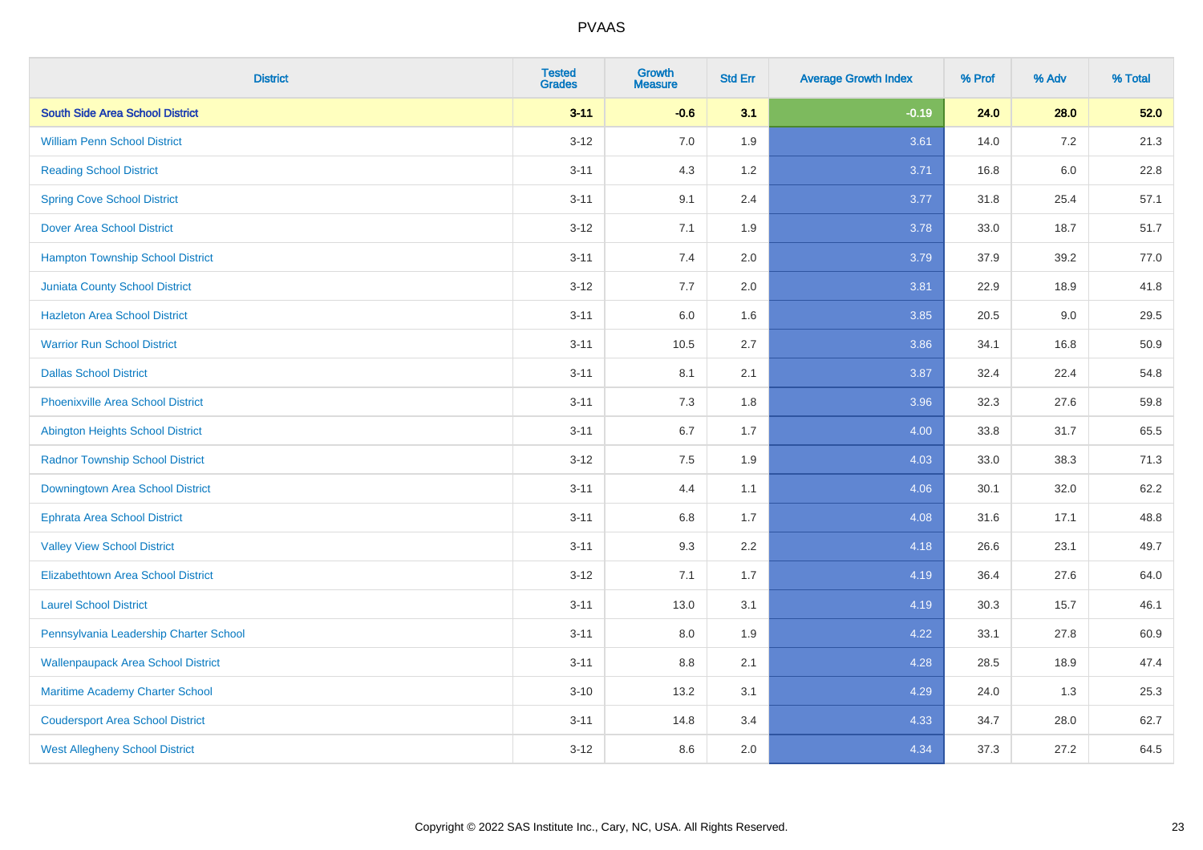| District | Tested Grades | Growth Measure | Std Err | Average Growth Index | % Prof | % Adv | % Total |
|---|---|---|---|---|---|---|---|
| **South Side Area School District** | **3-11** | **-0.6** | **3.1** | **-0.19** | **24.0** | **28.0** | **52.0** |
| William Penn School District | 3-12 | 7.0 | 1.9 | 3.61 | 14.0 | 7.2 | 21.3 |
| Reading School District | 3-11 | 4.3 | 1.2 | 3.71 | 16.8 | 6.0 | 22.8 |
| Spring Cove School District | 3-11 | 9.1 | 2.4 | 3.77 | 31.8 | 25.4 | 57.1 |
| Dover Area School District | 3-12 | 7.1 | 1.9 | 3.78 | 33.0 | 18.7 | 51.7 |
| Hampton Township School District | 3-11 | 7.4 | 2.0 | 3.79 | 37.9 | 39.2 | 77.0 |
| Juniata County School District | 3-12 | 7.7 | 2.0 | 3.81 | 22.9 | 18.9 | 41.8 |
| Hazleton Area School District | 3-11 | 6.0 | 1.6 | 3.85 | 20.5 | 9.0 | 29.5 |
| Warrior Run School District | 3-11 | 10.5 | 2.7 | 3.86 | 34.1 | 16.8 | 50.9 |
| Dallas School District | 3-11 | 8.1 | 2.1 | 3.87 | 32.4 | 22.4 | 54.8 |
| Phoenixville Area School District | 3-11 | 7.3 | 1.8 | 3.96 | 32.3 | 27.6 | 59.8 |
| Abington Heights School District | 3-11 | 6.7 | 1.7 | 4.00 | 33.8 | 31.7 | 65.5 |
| Radnor Township School District | 3-12 | 7.5 | 1.9 | 4.03 | 33.0 | 38.3 | 71.3 |
| Downingtown Area School District | 3-11 | 4.4 | 1.1 | 4.06 | 30.1 | 32.0 | 62.2 |
| Ephrata Area School District | 3-11 | 6.8 | 1.7 | 4.08 | 31.6 | 17.1 | 48.8 |
| Valley View School District | 3-11 | 9.3 | 2.2 | 4.18 | 26.6 | 23.1 | 49.7 |
| Elizabethtown Area School District | 3-12 | 7.1 | 1.7 | 4.19 | 36.4 | 27.6 | 64.0 |
| Laurel School District | 3-11 | 13.0 | 3.1 | 4.19 | 30.3 | 15.7 | 46.1 |
| Pennsylvania Leadership Charter School | 3-11 | 8.0 | 1.9 | 4.22 | 33.1 | 27.8 | 60.9 |
| Wallenpaupack Area School District | 3-11 | 8.8 | 2.1 | 4.28 | 28.5 | 18.9 | 47.4 |
| Maritime Academy Charter School | 3-10 | 13.2 | 3.1 | 4.29 | 24.0 | 1.3 | 25.3 |
| Coudersport Area School District | 3-11 | 14.8 | 3.4 | 4.33 | 34.7 | 28.0 | 62.7 |
| West Allegheny School District | 3-12 | 8.6 | 2.0 | 4.34 | 37.3 | 27.2 | 64.5 |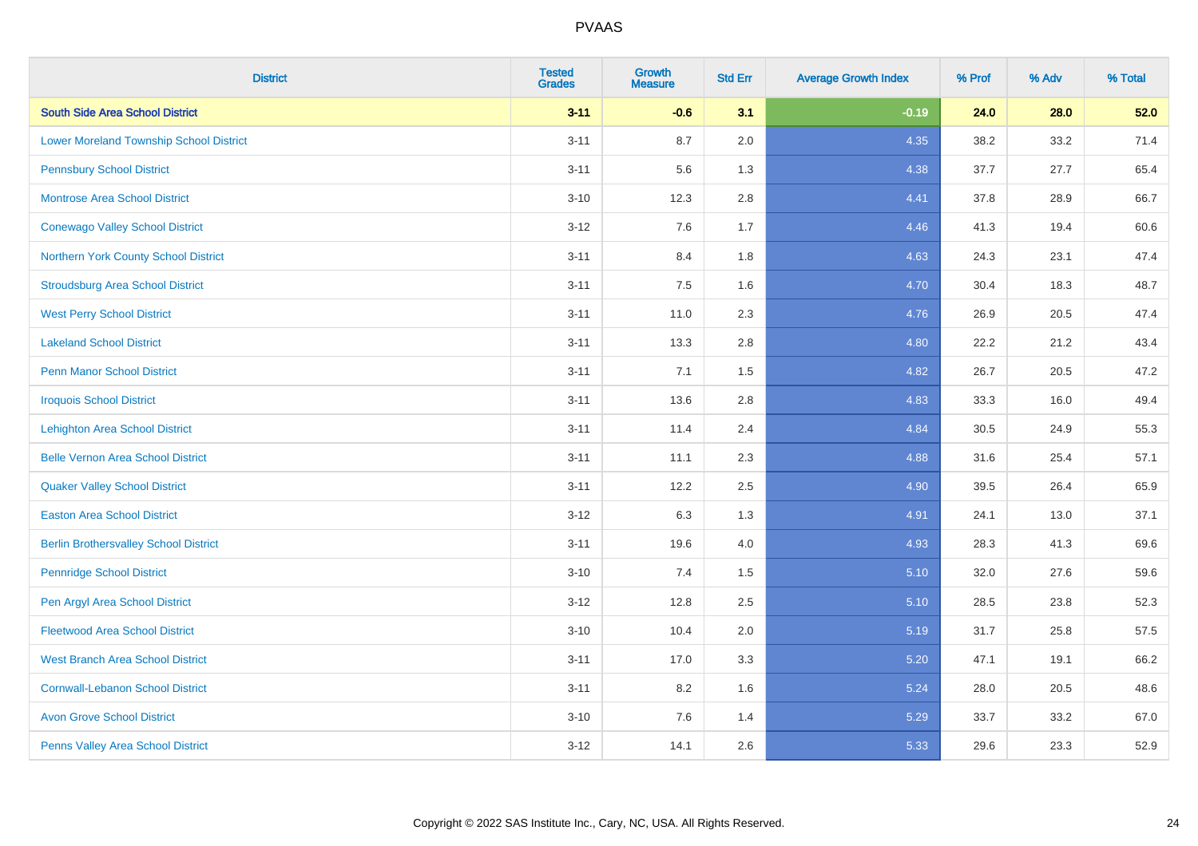| District | Tested Grades | Growth Measure | Std Err | Average Growth Index | % Prof | % Adv | % Total |
|---|---|---|---|---|---|---|---|
| **South Side Area School District** | **3-11** | **-0.6** | **3.1** | **-0.19** | **24.0** | **28.0** | **52.0** |
| Lower Moreland Township School District | 3-11 | 8.7 | 2.0 | 4.35 | 38.2 | 33.2 | 71.4 |
| Pennsbury School District | 3-11 | 5.6 | 1.3 | 4.38 | 37.7 | 27.7 | 65.4 |
| Montrose Area School District | 3-10 | 12.3 | 2.8 | 4.41 | 37.8 | 28.9 | 66.7 |
| Conewago Valley School District | 3-12 | 7.6 | 1.7 | 4.46 | 41.3 | 19.4 | 60.6 |
| Northern York County School District | 3-11 | 8.4 | 1.8 | 4.63 | 24.3 | 23.1 | 47.4 |
| Stroudsburg Area School District | 3-11 | 7.5 | 1.6 | 4.70 | 30.4 | 18.3 | 48.7 |
| West Perry School District | 3-11 | 11.0 | 2.3 | 4.76 | 26.9 | 20.5 | 47.4 |
| Lakeland School District | 3-11 | 13.3 | 2.8 | 4.80 | 22.2 | 21.2 | 43.4 |
| Penn Manor School District | 3-11 | 7.1 | 1.5 | 4.82 | 26.7 | 20.5 | 47.2 |
| Iroquois School District | 3-11 | 13.6 | 2.8 | 4.83 | 33.3 | 16.0 | 49.4 |
| Lehighton Area School District | 3-11 | 11.4 | 2.4 | 4.84 | 30.5 | 24.9 | 55.3 |
| Belle Vernon Area School District | 3-11 | 11.1 | 2.3 | 4.88 | 31.6 | 25.4 | 57.1 |
| Quaker Valley School District | 3-11 | 12.2 | 2.5 | 4.90 | 39.5 | 26.4 | 65.9 |
| Easton Area School District | 3-12 | 6.3 | 1.3 | 4.91 | 24.1 | 13.0 | 37.1 |
| Berlin Brothersvalley School District | 3-11 | 19.6 | 4.0 | 4.93 | 28.3 | 41.3 | 69.6 |
| Pennridge School District | 3-10 | 7.4 | 1.5 | 5.10 | 32.0 | 27.6 | 59.6 |
| Pen Argyl Area School District | 3-12 | 12.8 | 2.5 | 5.10 | 28.5 | 23.8 | 52.3 |
| Fleetwood Area School District | 3-10 | 10.4 | 2.0 | 5.19 | 31.7 | 25.8 | 57.5 |
| West Branch Area School District | 3-11 | 17.0 | 3.3 | 5.20 | 47.1 | 19.1 | 66.2 |
| Cornwall-Lebanon School District | 3-11 | 8.2 | 1.6 | 5.24 | 28.0 | 20.5 | 48.6 |
| Avon Grove School District | 3-10 | 7.6 | 1.4 | 5.29 | 33.7 | 33.2 | 67.0 |
| Penns Valley Area School District | 3-12 | 14.1 | 2.6 | 5.33 | 29.6 | 23.3 | 52.9 |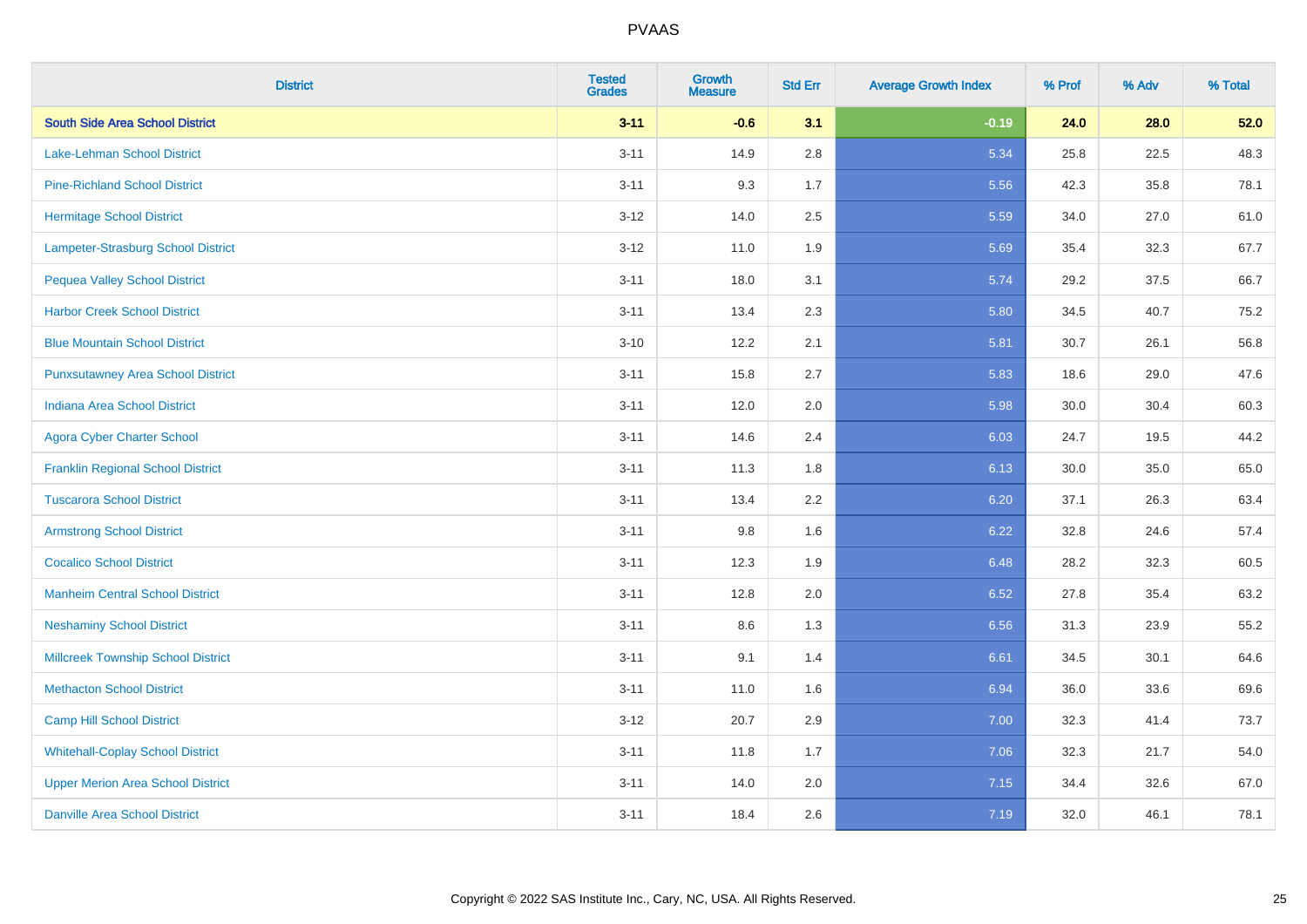| District | Tested Grades | Growth Measure | Std Err | Average Growth Index | % Prof | % Adv | % Total |
|---|---|---|---|---|---|---|---|
| **South Side Area School District** | **3-11** | **-0.6** | **3.1** | **-0.19** | **24.0** | **28.0** | **52.0** |
| Lake-Lehman School District | 3-11 | 14.9 | 2.8 | 5.34 | 25.8 | 22.5 | 48.3 |
| Pine-Richland School District | 3-11 | 9.3 | 1.7 | 5.56 | 42.3 | 35.8 | 78.1 |
| Hermitage School District | 3-12 | 14.0 | 2.5 | 5.59 | 34.0 | 27.0 | 61.0 |
| Lampeter-Strasburg School District | 3-12 | 11.0 | 1.9 | 5.69 | 35.4 | 32.3 | 67.7 |
| Pequea Valley School District | 3-11 | 18.0 | 3.1 | 5.74 | 29.2 | 37.5 | 66.7 |
| Harbor Creek School District | 3-11 | 13.4 | 2.3 | 5.80 | 34.5 | 40.7 | 75.2 |
| Blue Mountain School District | 3-10 | 12.2 | 2.1 | 5.81 | 30.7 | 26.1 | 56.8 |
| Punxsutawney Area School District | 3-11 | 15.8 | 2.7 | 5.83 | 18.6 | 29.0 | 47.6 |
| Indiana Area School District | 3-11 | 12.0 | 2.0 | 5.98 | 30.0 | 30.4 | 60.3 |
| Agora Cyber Charter School | 3-11 | 14.6 | 2.4 | 6.03 | 24.7 | 19.5 | 44.2 |
| Franklin Regional School District | 3-11 | 11.3 | 1.8 | 6.13 | 30.0 | 35.0 | 65.0 |
| Tuscarora School District | 3-11 | 13.4 | 2.2 | 6.20 | 37.1 | 26.3 | 63.4 |
| Armstrong School District | 3-11 | 9.8 | 1.6 | 6.22 | 32.8 | 24.6 | 57.4 |
| Cocalico School District | 3-11 | 12.3 | 1.9 | 6.48 | 28.2 | 32.3 | 60.5 |
| Manheim Central School District | 3-11 | 12.8 | 2.0 | 6.52 | 27.8 | 35.4 | 63.2 |
| Neshaminy School District | 3-11 | 8.6 | 1.3 | 6.56 | 31.3 | 23.9 | 55.2 |
| Millcreek Township School District | 3-11 | 9.1 | 1.4 | 6.61 | 34.5 | 30.1 | 64.6 |
| Methacton School District | 3-11 | 11.0 | 1.6 | 6.94 | 36.0 | 33.6 | 69.6 |
| Camp Hill School District | 3-12 | 20.7 | 2.9 | 7.00 | 32.3 | 41.4 | 73.7 |
| Whitehall-Coplay School District | 3-11 | 11.8 | 1.7 | 7.06 | 32.3 | 21.7 | 54.0 |
| Upper Merion Area School District | 3-11 | 14.0 | 2.0 | 7.15 | 34.4 | 32.6 | 67.0 |
| Danville Area School District | 3-11 | 18.4 | 2.6 | 7.19 | 32.0 | 46.1 | 78.1 |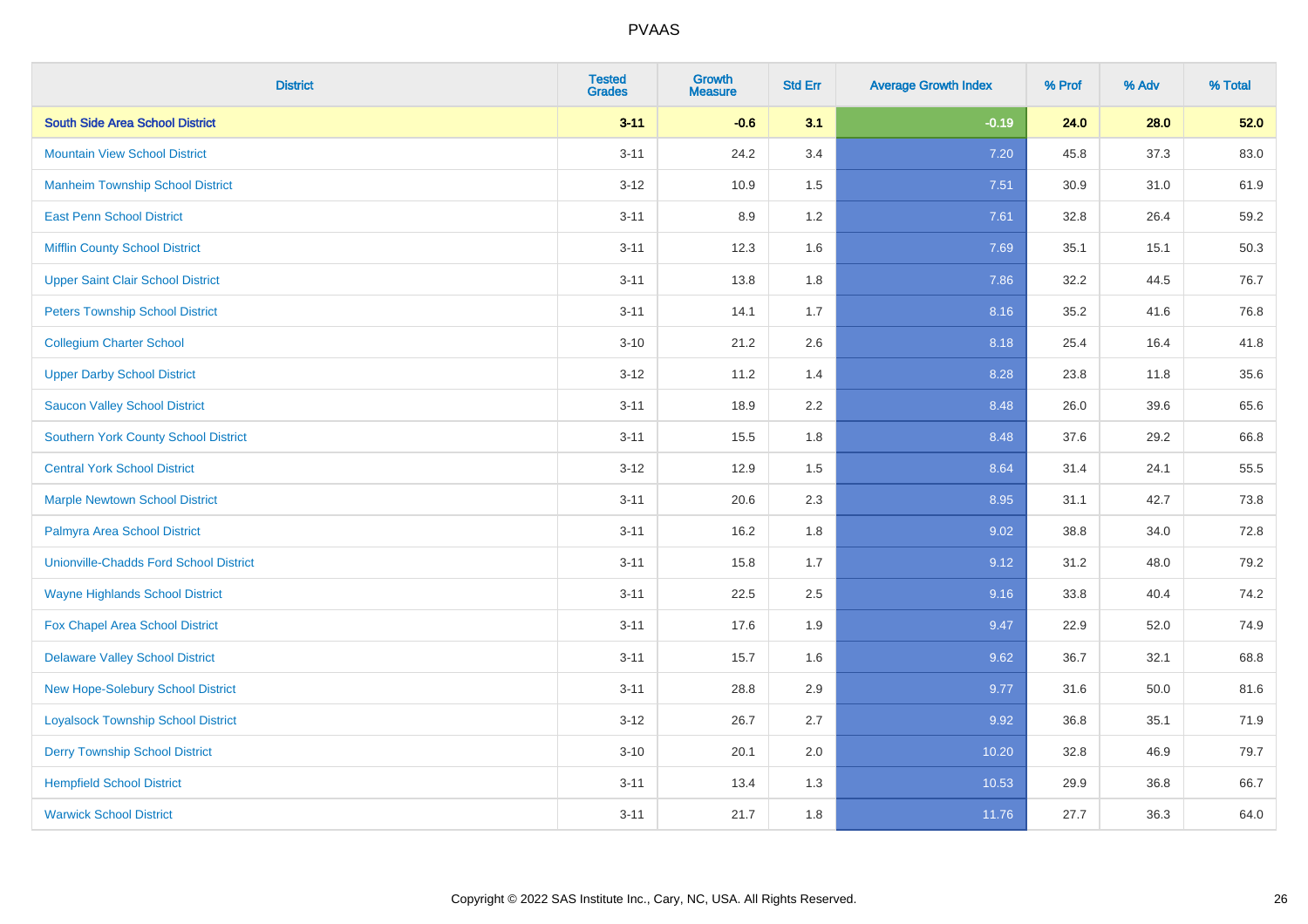| District | Tested Grades | Growth Measure | Std Err | Average Growth Index | % Prof | % Adv | % Total |
|---|---|---|---|---|---|---|---|
| **South Side Area School District** | **3-11** | **-0.6** | **3.1** | **-0.19** | **24.0** | **28.0** | **52.0** |
| Mountain View School District | 3-11 | 24.2 | 3.4 | 7.20 | 45.8 | 37.3 | 83.0 |
| Manheim Township School District | 3-12 | 10.9 | 1.5 | 7.51 | 30.9 | 31.0 | 61.9 |
| East Penn School District | 3-11 | 8.9 | 1.2 | 7.61 | 32.8 | 26.4 | 59.2 |
| Mifflin County School District | 3-11 | 12.3 | 1.6 | 7.69 | 35.1 | 15.1 | 50.3 |
| Upper Saint Clair School District | 3-11 | 13.8 | 1.8 | 7.86 | 32.2 | 44.5 | 76.7 |
| Peters Township School District | 3-11 | 14.1 | 1.7 | 8.16 | 35.2 | 41.6 | 76.8 |
| Collegium Charter School | 3-10 | 21.2 | 2.6 | 8.18 | 25.4 | 16.4 | 41.8 |
| Upper Darby School District | 3-12 | 11.2 | 1.4 | 8.28 | 23.8 | 11.8 | 35.6 |
| Saucon Valley School District | 3-11 | 18.9 | 2.2 | 8.48 | 26.0 | 39.6 | 65.6 |
| Southern York County School District | 3-11 | 15.5 | 1.8 | 8.48 | 37.6 | 29.2 | 66.8 |
| Central York School District | 3-12 | 12.9 | 1.5 | 8.64 | 31.4 | 24.1 | 55.5 |
| Marple Newtown School District | 3-11 | 20.6 | 2.3 | 8.95 | 31.1 | 42.7 | 73.8 |
| Palmyra Area School District | 3-11 | 16.2 | 1.8 | 9.02 | 38.8 | 34.0 | 72.8 |
| Unionville-Chadds Ford School District | 3-11 | 15.8 | 1.7 | 9.12 | 31.2 | 48.0 | 79.2 |
| Wayne Highlands School District | 3-11 | 22.5 | 2.5 | 9.16 | 33.8 | 40.4 | 74.2 |
| Fox Chapel Area School District | 3-11 | 17.6 | 1.9 | 9.47 | 22.9 | 52.0 | 74.9 |
| Delaware Valley School District | 3-11 | 15.7 | 1.6 | 9.62 | 36.7 | 32.1 | 68.8 |
| New Hope-Solebury School District | 3-11 | 28.8 | 2.9 | 9.77 | 31.6 | 50.0 | 81.6 |
| Loyalsock Township School District | 3-12 | 26.7 | 2.7 | 9.92 | 36.8 | 35.1 | 71.9 |
| Derry Township School District | 3-10 | 20.1 | 2.0 | 10.20 | 32.8 | 46.9 | 79.7 |
| Hempfield School District | 3-11 | 13.4 | 1.3 | 10.53 | 29.9 | 36.8 | 66.7 |
| Warwick School District | 3-11 | 21.7 | 1.8 | 11.76 | 27.7 | 36.3 | 64.0 |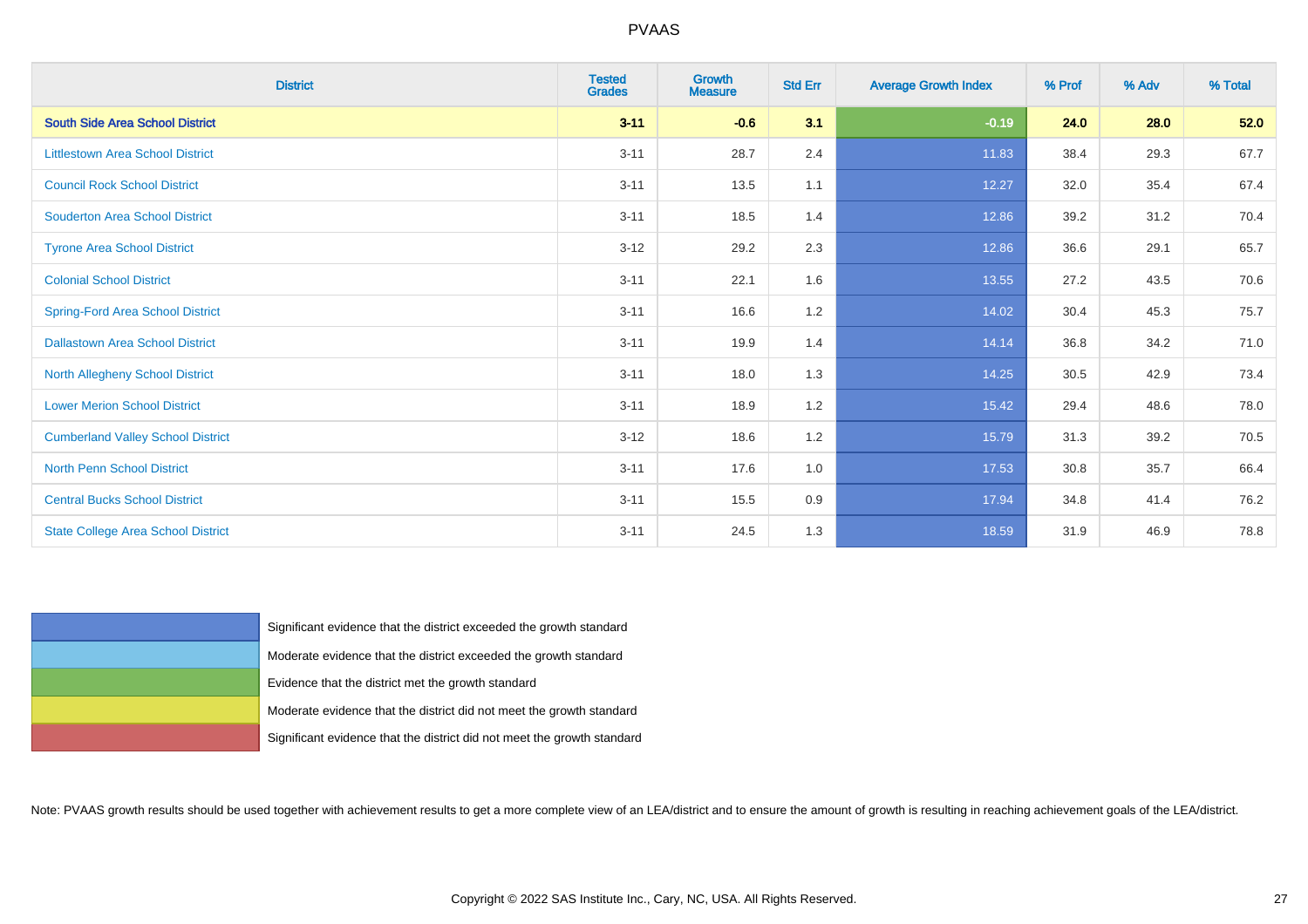# PVAAS

| District | Tested Grades | Growth Measure | Std Err | Average Growth Index | % Prof | % Adv | % Total |
|---|---|---|---|---|---|---|---|
| **South Side Area School District** | **3-11** | **-0.6** | **3.1** | **-0.19** | **24.0** | **28.0** | **52.0** |
| Littlestown Area School District | 3-11 | 28.7 | 2.4 | 11.83 | 38.4 | 29.3 | 67.7 |
| Council Rock School District | 3-11 | 13.5 | 1.1 | 12.27 | 32.0 | 35.4 | 67.4 |
| Souderton Area School District | 3-11 | 18.5 | 1.4 | 12.86 | 39.2 | 31.2 | 70.4 |
| Tyrone Area School District | 3-12 | 29.2 | 2.3 | 12.86 | 36.6 | 29.1 | 65.7 |
| Colonial School District | 3-11 | 22.1 | 1.6 | 13.55 | 27.2 | 43.5 | 70.6 |
| Spring-Ford Area School District | 3-11 | 16.6 | 1.2 | 14.02 | 30.4 | 45.3 | 75.7 |
| Dallastown Area School District | 3-11 | 19.9 | 1.4 | 14.14 | 36.8 | 34.2 | 71.0 |
| North Allegheny School District | 3-11 | 18.0 | 1.3 | 14.25 | 30.5 | 42.9 | 73.4 |
| Lower Merion School District | 3-11 | 18.9 | 1.2 | 15.42 | 29.4 | 48.6 | 78.0 |
| Cumberland Valley School District | 3-12 | 18.6 | 1.2 | 15.79 | 31.3 | 39.2 | 70.5 |
| North Penn School District | 3-11 | 17.6 | 1.0 | 17.53 | 30.8 | 35.7 | 66.4 |
| Central Bucks School District | 3-11 | 15.5 | 0.9 | 17.94 | 34.8 | 41.4 | 76.2 |
| State College Area School District | 3-11 | 24.5 | 1.3 | 18.59 | 31.9 | 46.9 | 78.8 |

Significant evidence that the district exceeded the growth standard

Moderate evidence that the district exceeded the growth standard

Evidence that the district met the growth standard

Moderate evidence that the district did not meet the growth standard

Significant evidence that the district did not meet the growth standard

Note: PVAAS growth results should be used together with achievement results to get a more complete view of an LEA/district and to ensure the amount of growth is resulting in reaching achievement goals of the LEA/district.

Copyright © 2022 SAS Institute Inc., Cary, NC, USA. All Rights Reserved.